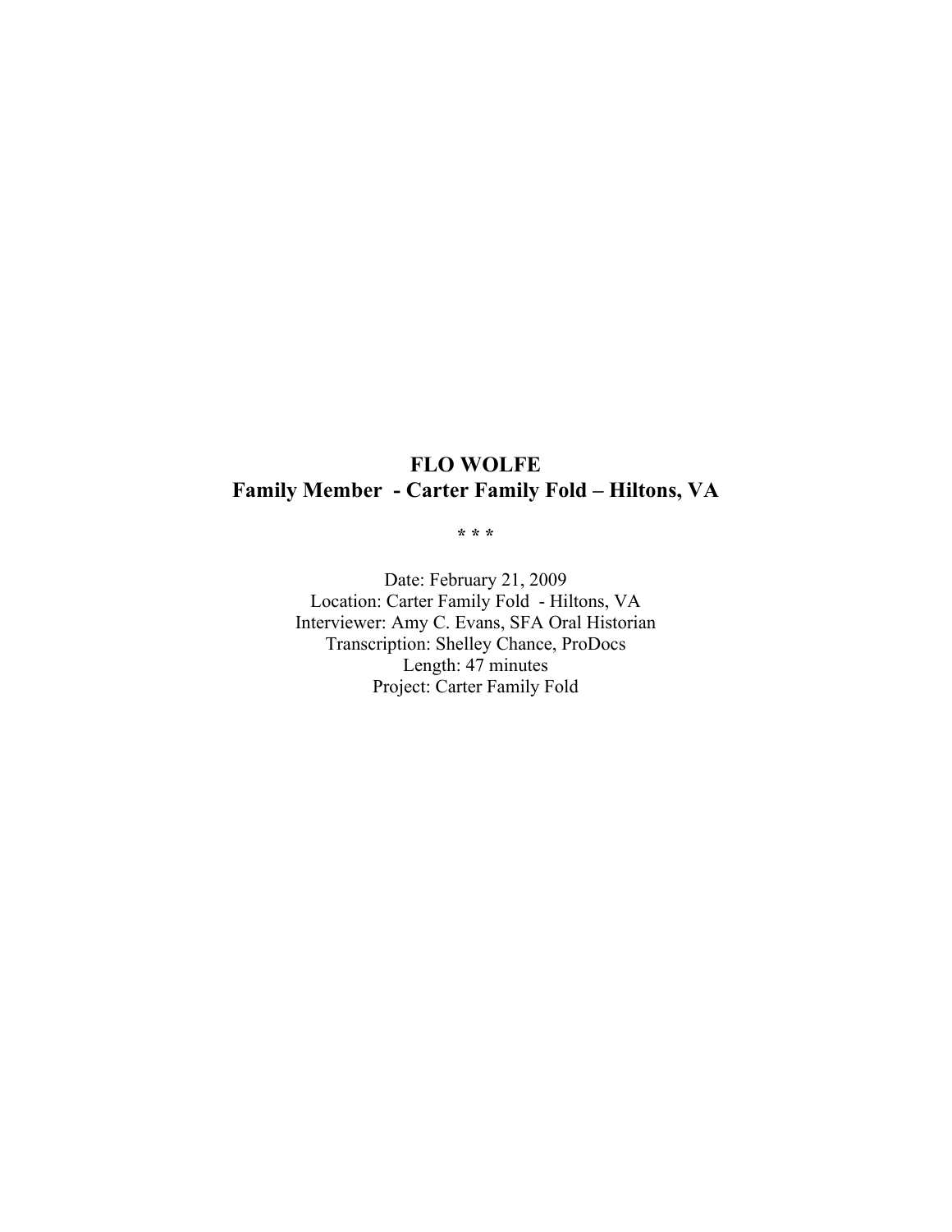# FLO WOLFE
## Family Member - Carter Family Fold – Hiltons, VA

\* \* \*

Date: February 21, 2009
Location: Carter Family Fold - Hiltons, VA
Interviewer: Amy C. Evans, SFA Oral Historian
Transcription: Shelley Chance, ProDocs
Length: 47 minutes
Project: Carter Family Fold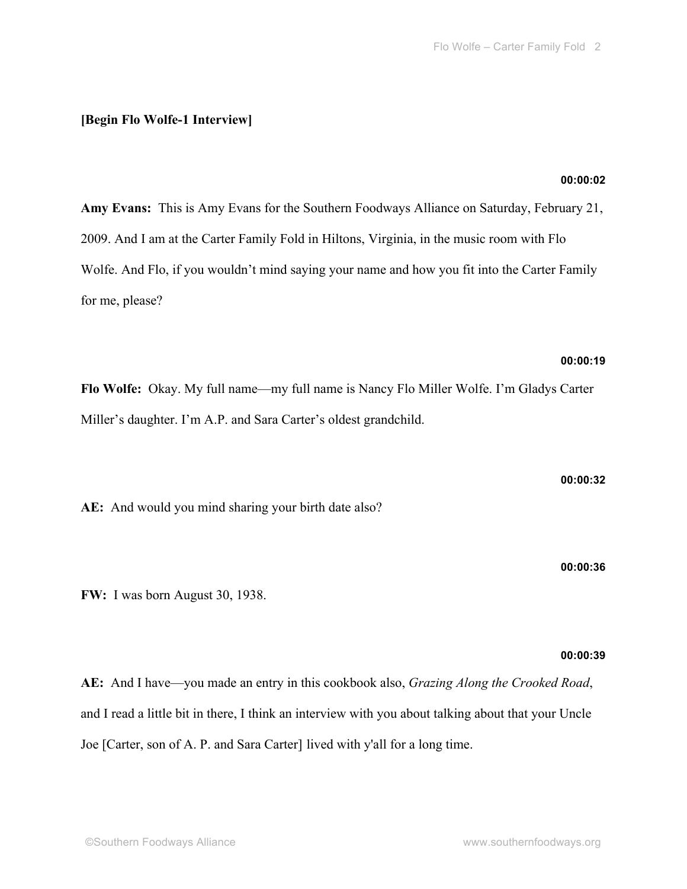**[Begin Flo Wolfe-1 Interview]**

**00:00:02**

**Amy Evans:** This is Amy Evans for the Southern Foodways Alliance on Saturday, February 21, 2009. And I am at the Carter Family Fold in Hiltons, Virginia, in the music room with Flo Wolfe. And Flo, if you wouldn't mind saying your name and how you fit into the Carter Family for me, please?

**00:00:19**

**Flo Wolfe:** Okay. My full name—my full name is Nancy Flo Miller Wolfe. I'm Gladys Carter Miller's daughter. I'm A.P. and Sara Carter's oldest grandchild.

**00:00:32**

**AE:** And would you mind sharing your birth date also?

**00:00:36**

**FW:** I was born August 30, 1938.

**00:00:39**

**AE:** And I have—you made an entry in this cookbook also, *Grazing Along the Crooked Road*, and I read a little bit in there, I think an interview with you about talking about that your Uncle Joe [Carter, son of A. P. and Sara Carter] lived with y'all for a long time.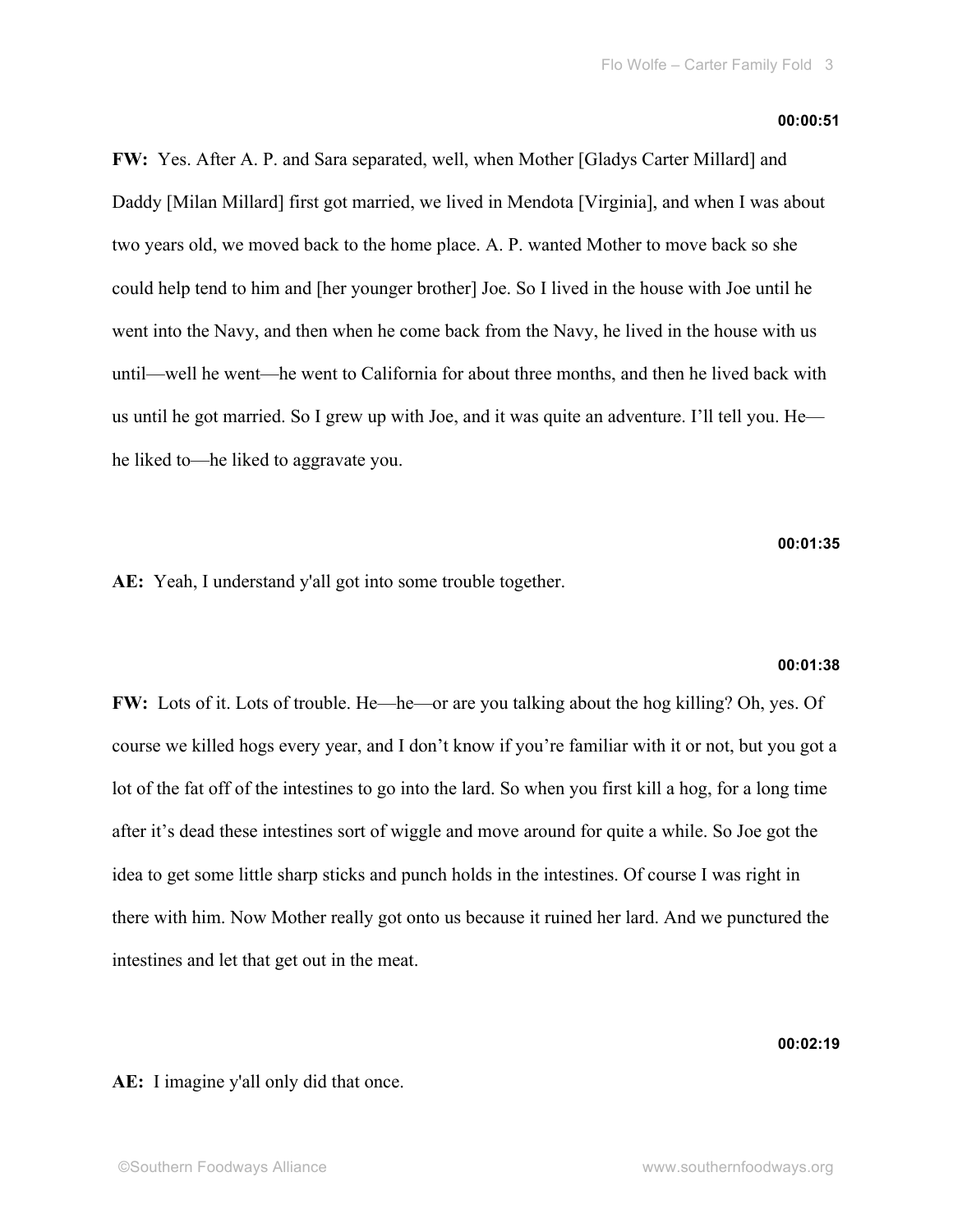**00:00:51**

**FW:** Yes. After A. P. and Sara separated, well, when Mother [Gladys Carter Millard] and Daddy [Milan Millard] first got married, we lived in Mendota [Virginia], and when I was about two years old, we moved back to the home place. A. P. wanted Mother to move back so she could help tend to him and [her younger brother] Joe. So I lived in the house with Joe until he went into the Navy, and then when he come back from the Navy, he lived in the house with us until—well he went—he went to California for about three months, and then he lived back with us until he got married. So I grew up with Joe, and it was quite an adventure. I'll tell you. He—he liked to—he liked to aggravate you.

**00:01:35**

**AE:** Yeah, I understand y'all got into some trouble together.

**00:01:38**

**FW:** Lots of it. Lots of trouble. He—he—or are you talking about the hog killing? Oh, yes. Of course we killed hogs every year, and I don't know if you're familiar with it or not, but you got a lot of the fat off of the intestines to go into the lard. So when you first kill a hog, for a long time after it's dead these intestines sort of wiggle and move around for quite a while. So Joe got the idea to get some little sharp sticks and punch holds in the intestines. Of course I was right in there with him. Now Mother really got onto us because it ruined her lard. And we punctured the intestines and let that get out in the meat.

**00:02:19**

**AE:** I imagine y'all only did that once.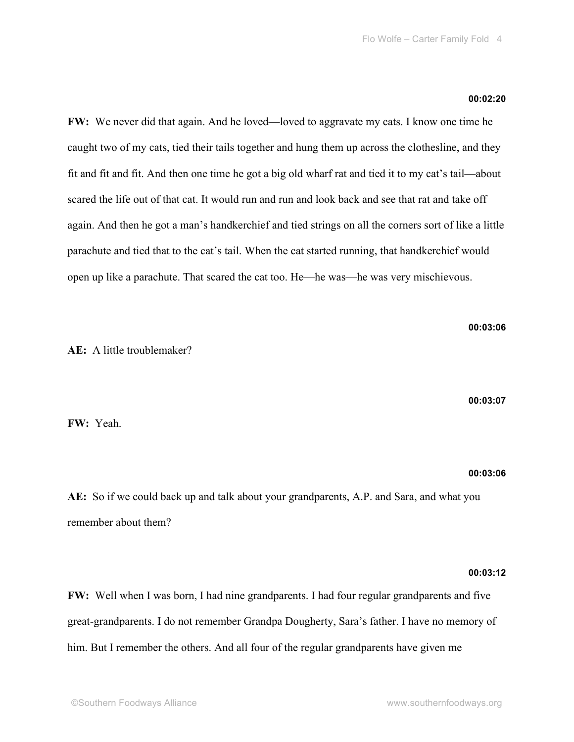**00:02:20**

**FW:** We never did that again. And he loved—loved to aggravate my cats. I know one time he caught two of my cats, tied their tails together and hung them up across the clothesline, and they fit and fit and fit. And then one time he got a big old wharf rat and tied it to my cat's tail—about scared the life out of that cat. It would run and run and look back and see that rat and take off again. And then he got a man's handkerchief and tied strings on all the corners sort of like a little parachute and tied that to the cat's tail. When the cat started running, that handkerchief would open up like a parachute. That scared the cat too. He—he was—he was very mischievous.

**00:03:06**

**AE:** A little troublemaker?

**00:03:07**

**FW:** Yeah.

**00:03:06**

**AE:** So if we could back up and talk about your grandparents, A.P. and Sara, and what you remember about them?

**00:03:12**

**FW:** Well when I was born, I had nine grandparents. I had four regular grandparents and five great-grandparents. I do not remember Grandpa Dougherty, Sara's father. I have no memory of him. But I remember the others. And all four of the regular grandparents have given me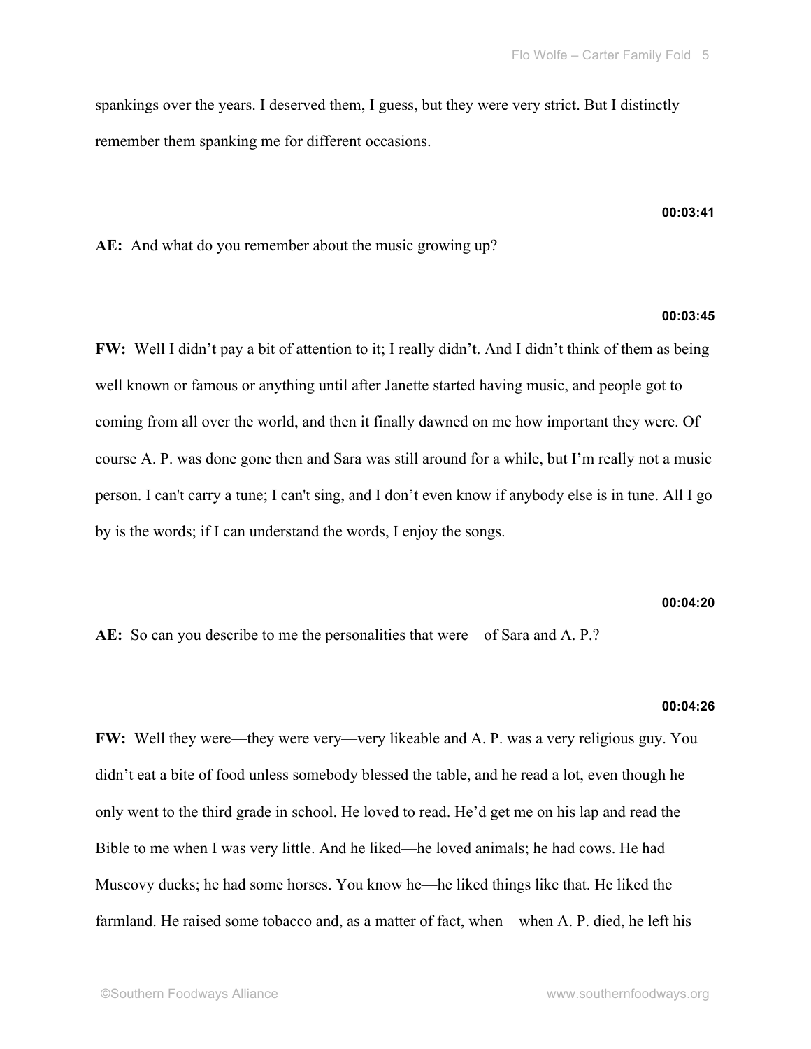spankings over the years. I deserved them, I guess, but they were very strict. But I distinctly remember them spanking me for different occasions.

**00:03:41**

**AE:** And what do you remember about the music growing up?

**00:03:45**

**FW:** Well I didn't pay a bit of attention to it; I really didn't. And I didn't think of them as being well known or famous or anything until after Janette started having music, and people got to coming from all over the world, and then it finally dawned on me how important they were. Of course A. P. was done gone then and Sara was still around for a while, but I'm really not a music person. I can't carry a tune; I can't sing, and I don't even know if anybody else is in tune. All I go by is the words; if I can understand the words, I enjoy the songs.

**00:04:20**

**AE:** So can you describe to me the personalities that were—of Sara and A. P.?

**00:04:26**

**FW:** Well they were—they were very—very likeable and A. P. was a very religious guy. You didn't eat a bite of food unless somebody blessed the table, and he read a lot, even though he only went to the third grade in school. He loved to read. He'd get me on his lap and read the Bible to me when I was very little. And he liked—he loved animals; he had cows. He had Muscovy ducks; he had some horses. You know he—he liked things like that. He liked the farmland. He raised some tobacco and, as a matter of fact, when—when A. P. died, he left his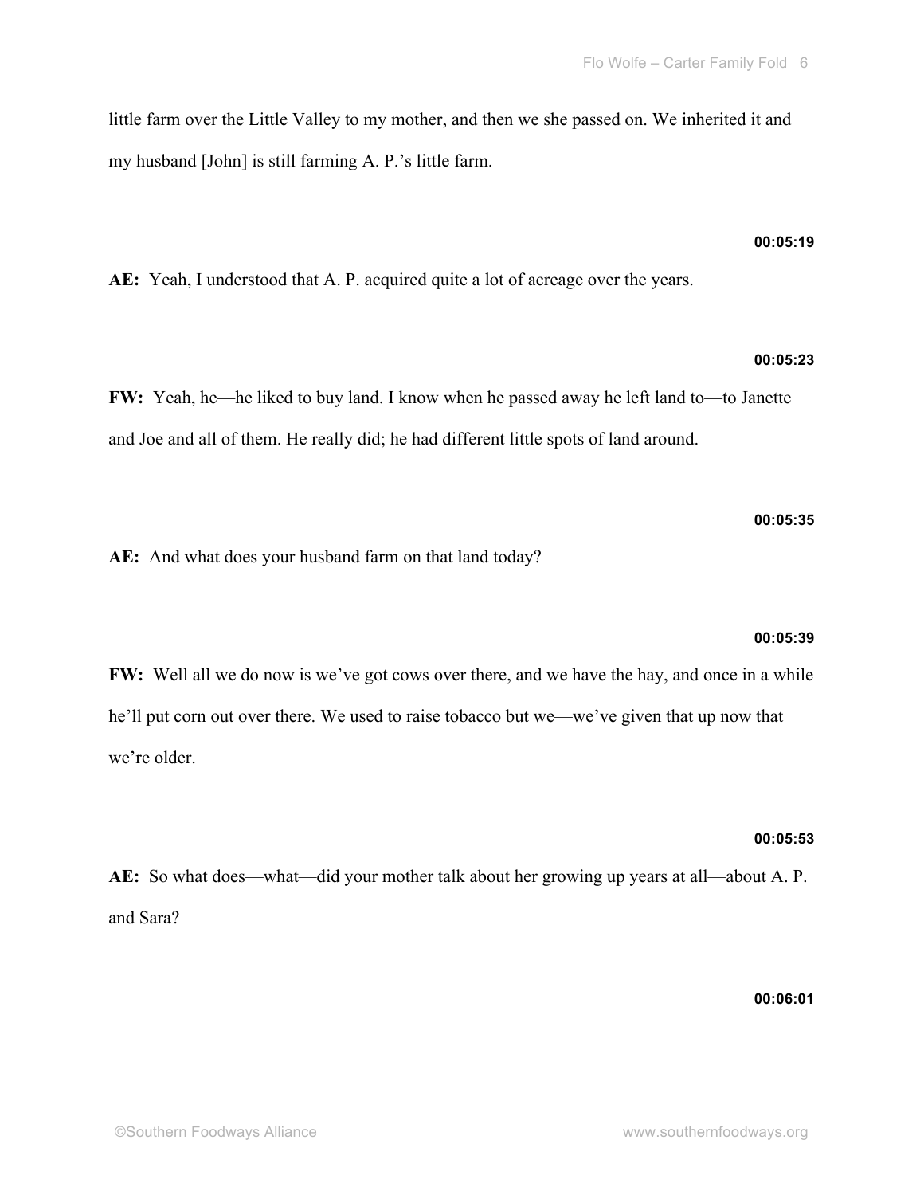little farm over the Little Valley to my mother, and then we she passed on. We inherited it and my husband [John] is still farming A. P.'s little farm.

**00:05:19**

**AE:** Yeah, I understood that A. P. acquired quite a lot of acreage over the years.

**00:05:23**

**FW:** Yeah, he—he liked to buy land. I know when he passed away he left land to—to Janette and Joe and all of them. He really did; he had different little spots of land around.

**00:05:35**

**AE:** And what does your husband farm on that land today?

**00:05:39**

**FW:** Well all we do now is we've got cows over there, and we have the hay, and once in a while he'll put corn out over there. We used to raise tobacco but we—we've given that up now that we're older.

**00:05:53**

**AE:** So what does—what—did your mother talk about her growing up years at all—about A. P. and Sara?

**00:06:01**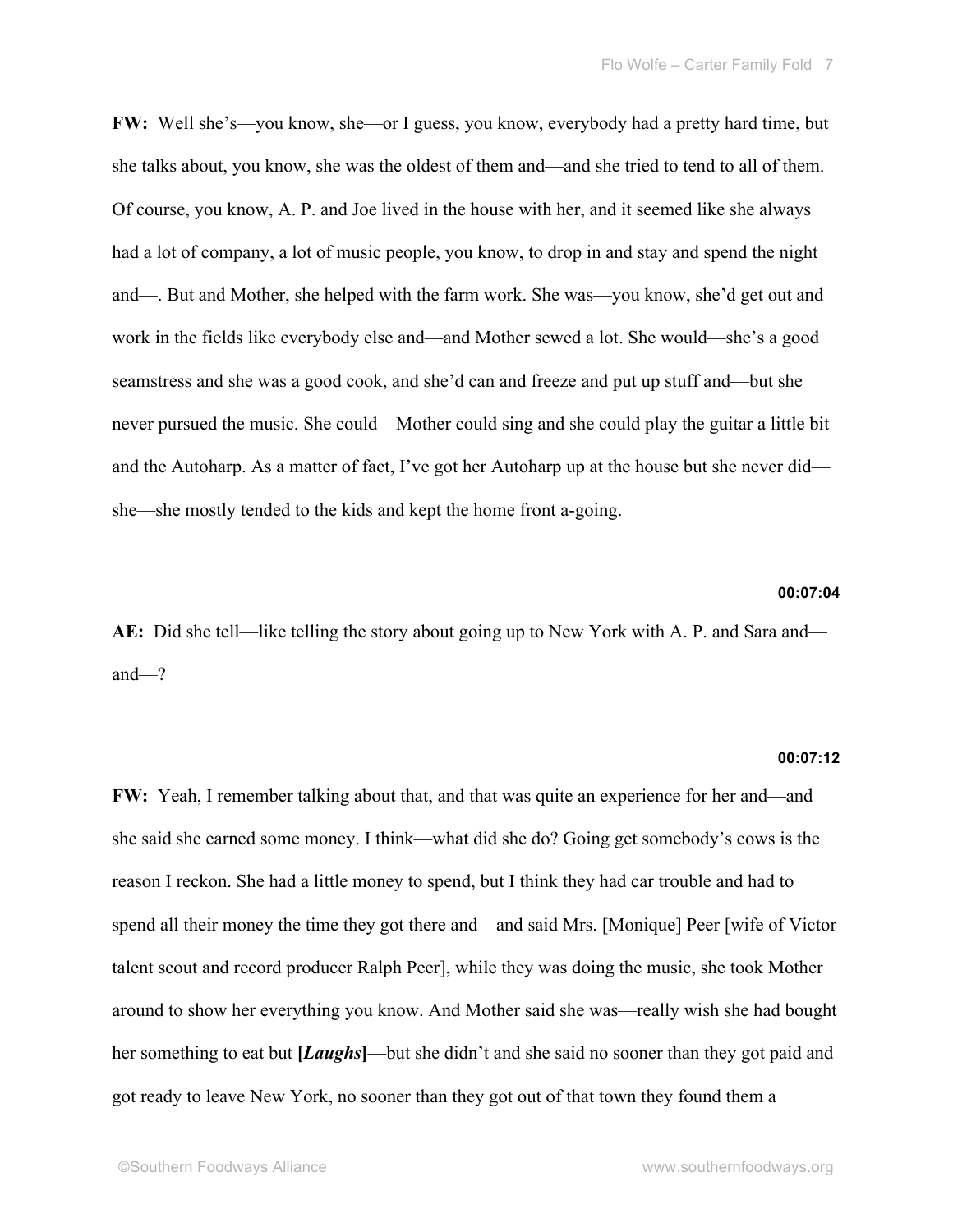**FW:** Well she's—you know, she—or I guess, you know, everybody had a pretty hard time, but she talks about, you know, she was the oldest of them and—and she tried to tend to all of them. Of course, you know, A. P. and Joe lived in the house with her, and it seemed like she always had a lot of company, a lot of music people, you know, to drop in and stay and spend the night and—. But and Mother, she helped with the farm work. She was—you know, she'd get out and work in the fields like everybody else and—and Mother sewed a lot. She would—she's a good seamstress and she was a good cook, and she'd can and freeze and put up stuff and—but she never pursued the music. She could—Mother could sing and she could play the guitar a little bit and the Autoharp. As a matter of fact, I've got her Autoharp up at the house but she never did—she—she mostly tended to the kids and kept the home front a-going.

**00:07:04**

**AE:** Did she tell—like telling the story about going up to New York with A. P. and Sara and—and—?

**00:07:12**

**FW:** Yeah, I remember talking about that, and that was quite an experience for her and—and she said she earned some money. I think—what did she do? Going get somebody's cows is the reason I reckon. She had a little money to spend, but I think they had car trouble and had to spend all their money the time they got there and—and said Mrs. [Monique] Peer [wife of Victor talent scout and record producer Ralph Peer], while they was doing the music, she took Mother around to show her everything you know. And Mother said she was—really wish she had bought her something to eat but **[*Laughs*]**—but she didn't and she said no sooner than they got paid and got ready to leave New York, no sooner than they got out of that town they found them a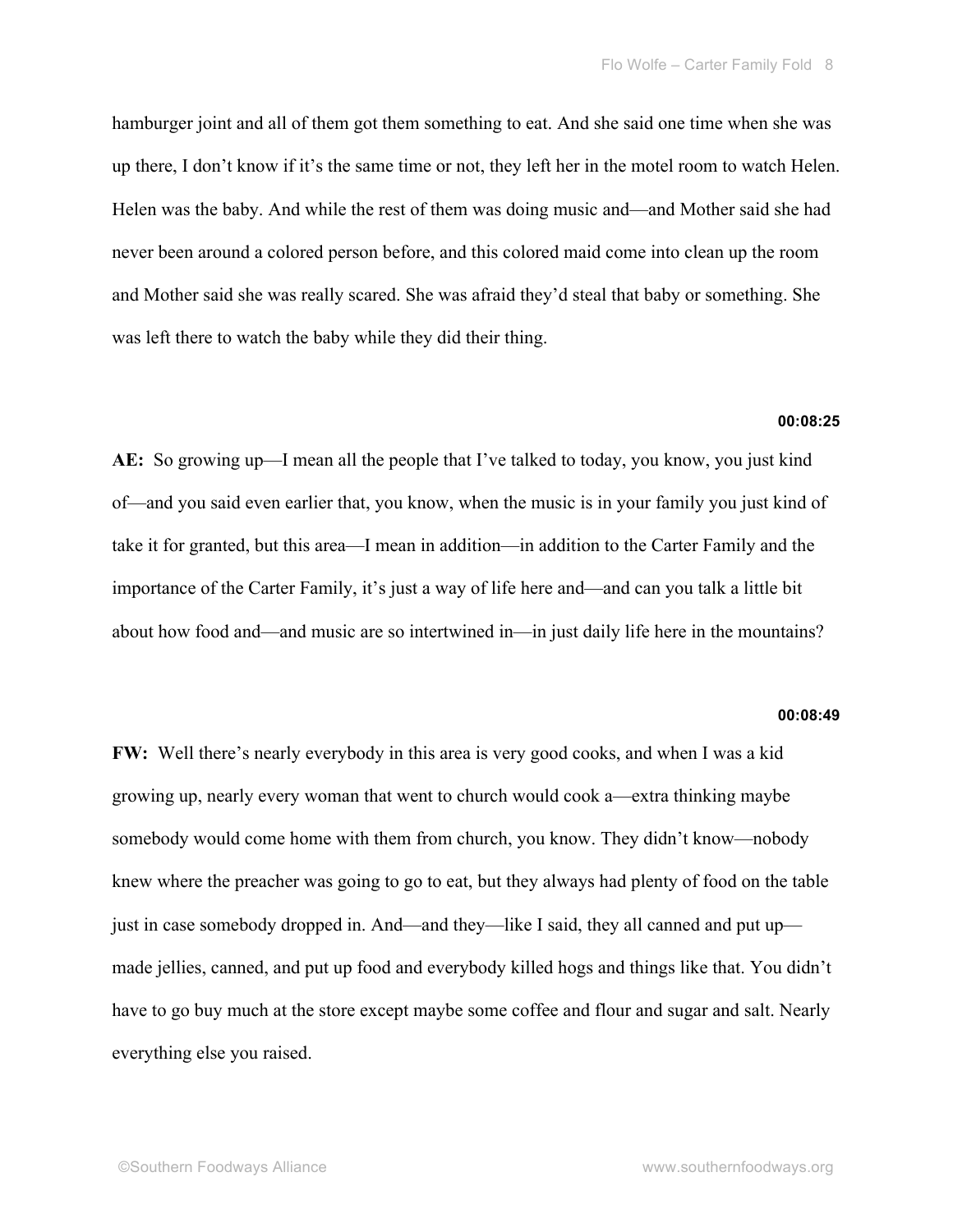hamburger joint and all of them got them something to eat. And she said one time when she was up there, I don't know if it's the same time or not, they left her in the motel room to watch Helen. Helen was the baby. And while the rest of them was doing music and—and Mother said she had never been around a colored person before, and this colored maid come into clean up the room and Mother said she was really scared. She was afraid they'd steal that baby or something. She was left there to watch the baby while they did their thing.

**00:08:25**

**AE:** So growing up—I mean all the people that I've talked to today, you know, you just kind of—and you said even earlier that, you know, when the music is in your family you just kind of take it for granted, but this area—I mean in addition—in addition to the Carter Family and the importance of the Carter Family, it's just a way of life here and—and can you talk a little bit about how food and—and music are so intertwined in—in just daily life here in the mountains?

**00:08:49**

**FW:** Well there's nearly everybody in this area is very good cooks, and when I was a kid growing up, nearly every woman that went to church would cook a—extra thinking maybe somebody would come home with them from church, you know. They didn't know—nobody knew where the preacher was going to go to eat, but they always had plenty of food on the table just in case somebody dropped in. And—and they—like I said, they all canned and put up—made jellies, canned, and put up food and everybody killed hogs and things like that. You didn't have to go buy much at the store except maybe some coffee and flour and sugar and salt. Nearly everything else you raised.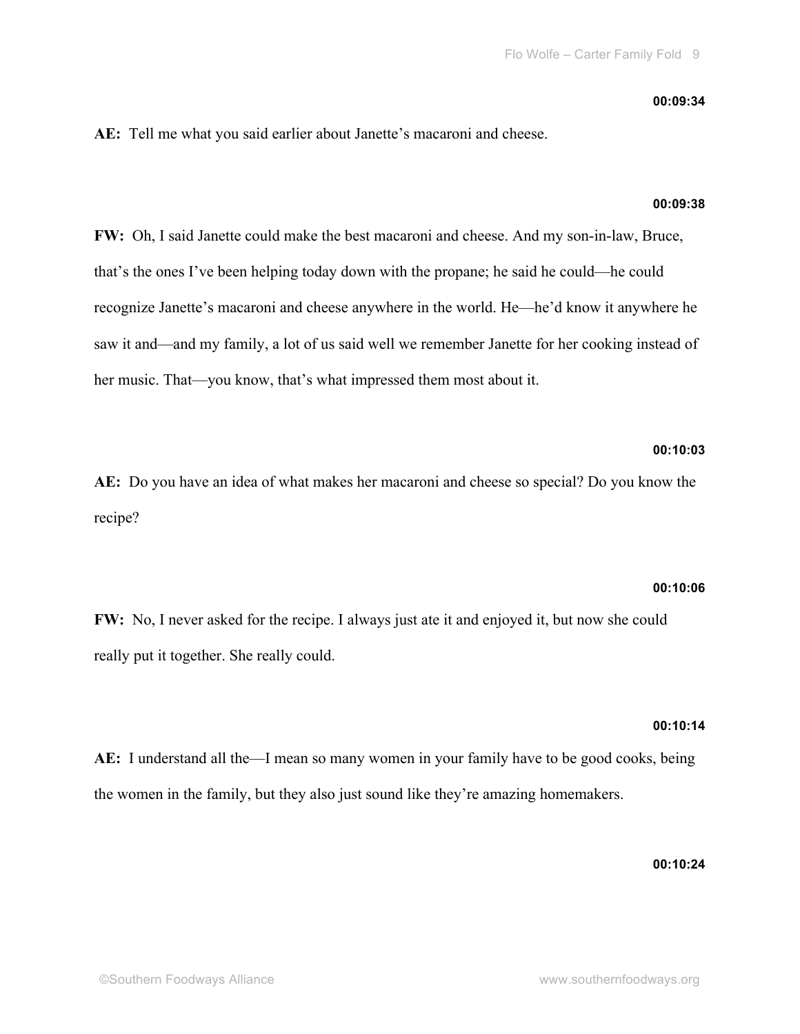**00:09:34**

**AE:** Tell me what you said earlier about Janette's macaroni and cheese.

**00:09:38**

**FW:** Oh, I said Janette could make the best macaroni and cheese. And my son-in-law, Bruce, that's the ones I've been helping today down with the propane; he said he could—he could recognize Janette's macaroni and cheese anywhere in the world. He—he'd know it anywhere he saw it and—and my family, a lot of us said well we remember Janette for her cooking instead of her music. That—you know, that's what impressed them most about it.

**00:10:03**

**AE:** Do you have an idea of what makes her macaroni and cheese so special? Do you know the recipe?

**00:10:06**

**FW:** No, I never asked for the recipe. I always just ate it and enjoyed it, but now she could really put it together. She really could.

**00:10:14**

**AE:** I understand all the—I mean so many women in your family have to be good cooks, being the women in the family, but they also just sound like they're amazing homemakers.

**00:10:24**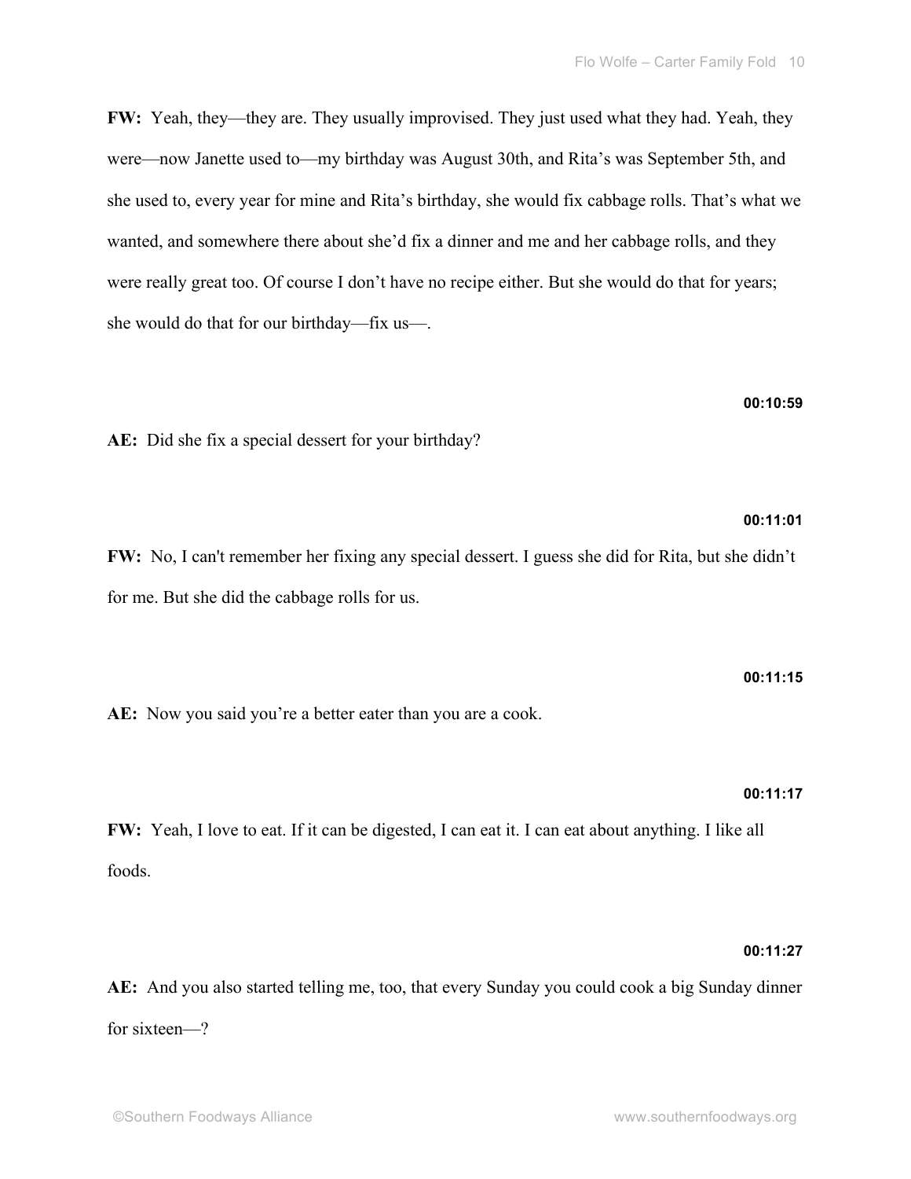**FW:** Yeah, they—they are. They usually improvised. They just used what they had. Yeah, they were—now Janette used to—my birthday was August 30th, and Rita's was September 5th, and she used to, every year for mine and Rita's birthday, she would fix cabbage rolls. That's what we wanted, and somewhere there about she'd fix a dinner and me and her cabbage rolls, and they were really great too. Of course I don't have no recipe either. But she would do that for years; she would do that for our birthday—fix us—.

**00:10:59**

**AE:** Did she fix a special dessert for your birthday?

**00:11:01**

**FW:** No, I can't remember her fixing any special dessert. I guess she did for Rita, but she didn't for me. But she did the cabbage rolls for us.

**00:11:15**

**AE:** Now you said you're a better eater than you are a cook.

**00:11:17**

**FW:** Yeah, I love to eat. If it can be digested, I can eat it. I can eat about anything. I like all foods.

**00:11:27**

**AE:** And you also started telling me, too, that every Sunday you could cook a big Sunday dinner for sixteen—?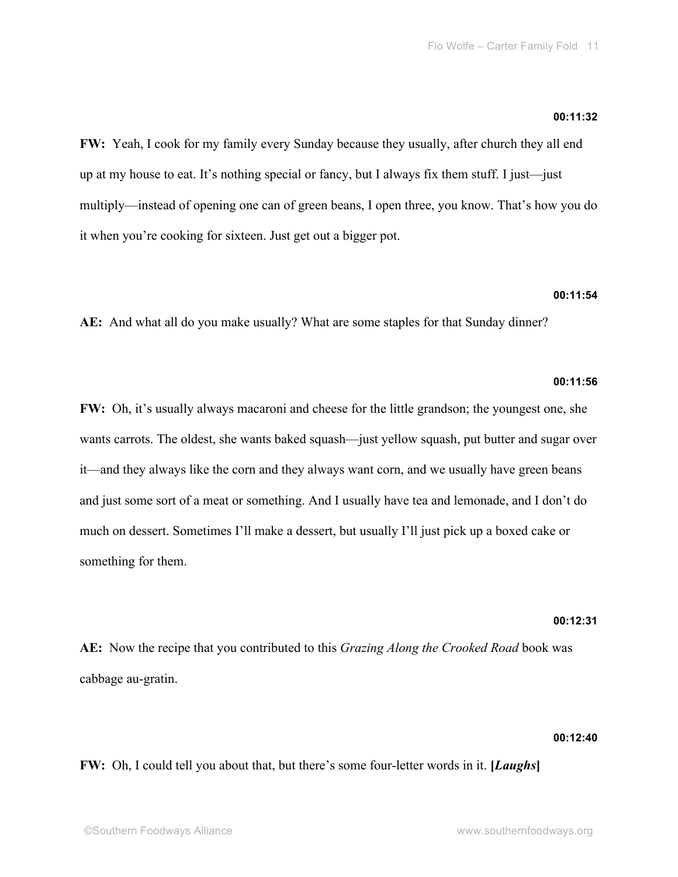**00:11:32**

**FW:** Yeah, I cook for my family every Sunday because they usually, after church they all end up at my house to eat. It's nothing special or fancy, but I always fix them stuff. I just—just multiply—instead of opening one can of green beans, I open three, you know. That's how you do it when you're cooking for sixteen. Just get out a bigger pot.

**00:11:54**

**AE:** And what all do you make usually? What are some staples for that Sunday dinner?

**00:11:56**

**FW:** Oh, it's usually always macaroni and cheese for the little grandson; the youngest one, she wants carrots. The oldest, she wants baked squash—just yellow squash, put butter and sugar over it—and they always like the corn and they always want corn, and we usually have green beans and just some sort of a meat or something. And I usually have tea and lemonade, and I don't do much on dessert. Sometimes I'll make a dessert, but usually I'll just pick up a boxed cake or something for them.

**00:12:31**

**AE:** Now the recipe that you contributed to this *Grazing Along the Crooked Road* book was cabbage au-gratin.

**00:12:40**

**FW:** Oh, I could tell you about that, but there's some four-letter words in it. **[*Laughs*]**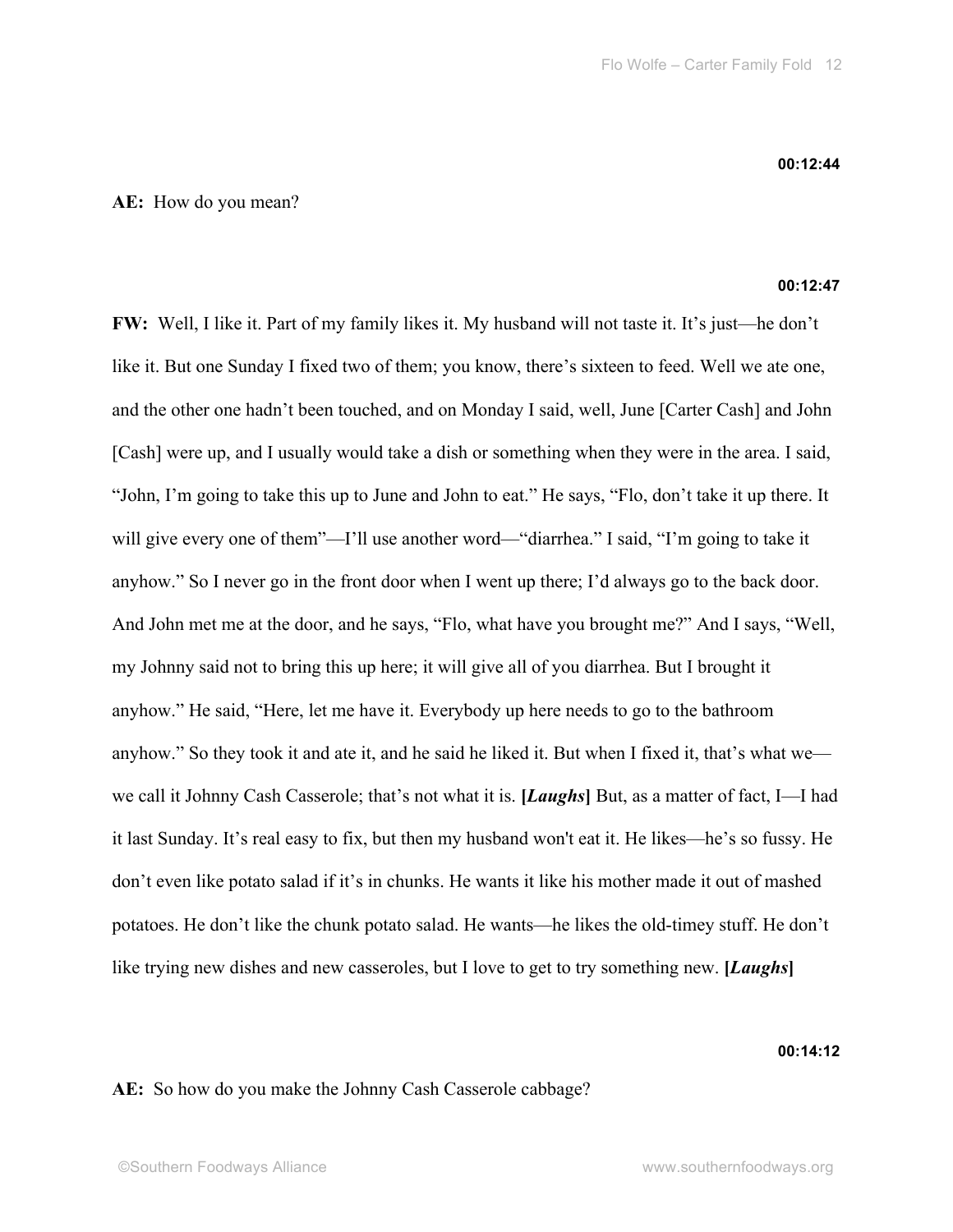**00:12:44**

**AE:** How do you mean?

**00:12:47**

**FW:** Well, I like it. Part of my family likes it. My husband will not taste it. It's just—he don't like it. But one Sunday I fixed two of them; you know, there's sixteen to feed. Well we ate one, and the other one hadn't been touched, and on Monday I said, well, June [Carter Cash] and John [Cash] were up, and I usually would take a dish or something when they were in the area. I said, "John, I'm going to take this up to June and John to eat." He says, "Flo, don't take it up there. It will give every one of them"—I'll use another word—"diarrhea." I said, "I'm going to take it anyhow." So I never go in the front door when I went up there; I'd always go to the back door. And John met me at the door, and he says, "Flo, what have you brought me?" And I says, "Well, my Johnny said not to bring this up here; it will give all of you diarrhea. But I brought it anyhow." He said, "Here, let me have it. Everybody up here needs to go to the bathroom anyhow." So they took it and ate it, and he said he liked it. But when I fixed it, that's what we—we call it Johnny Cash Casserole; that's not what it is. **[*Laughs*]** But, as a matter of fact, I—I had it last Sunday. It's real easy to fix, but then my husband won't eat it. He likes—he's so fussy. He don't even like potato salad if it's in chunks. He wants it like his mother made it out of mashed potatoes. He don't like the chunk potato salad. He wants—he likes the old-timey stuff. He don't like trying new dishes and new casseroles, but I love to get to try something new. **[*Laughs*]**

**00:14:12**

**AE:** So how do you make the Johnny Cash Casserole cabbage?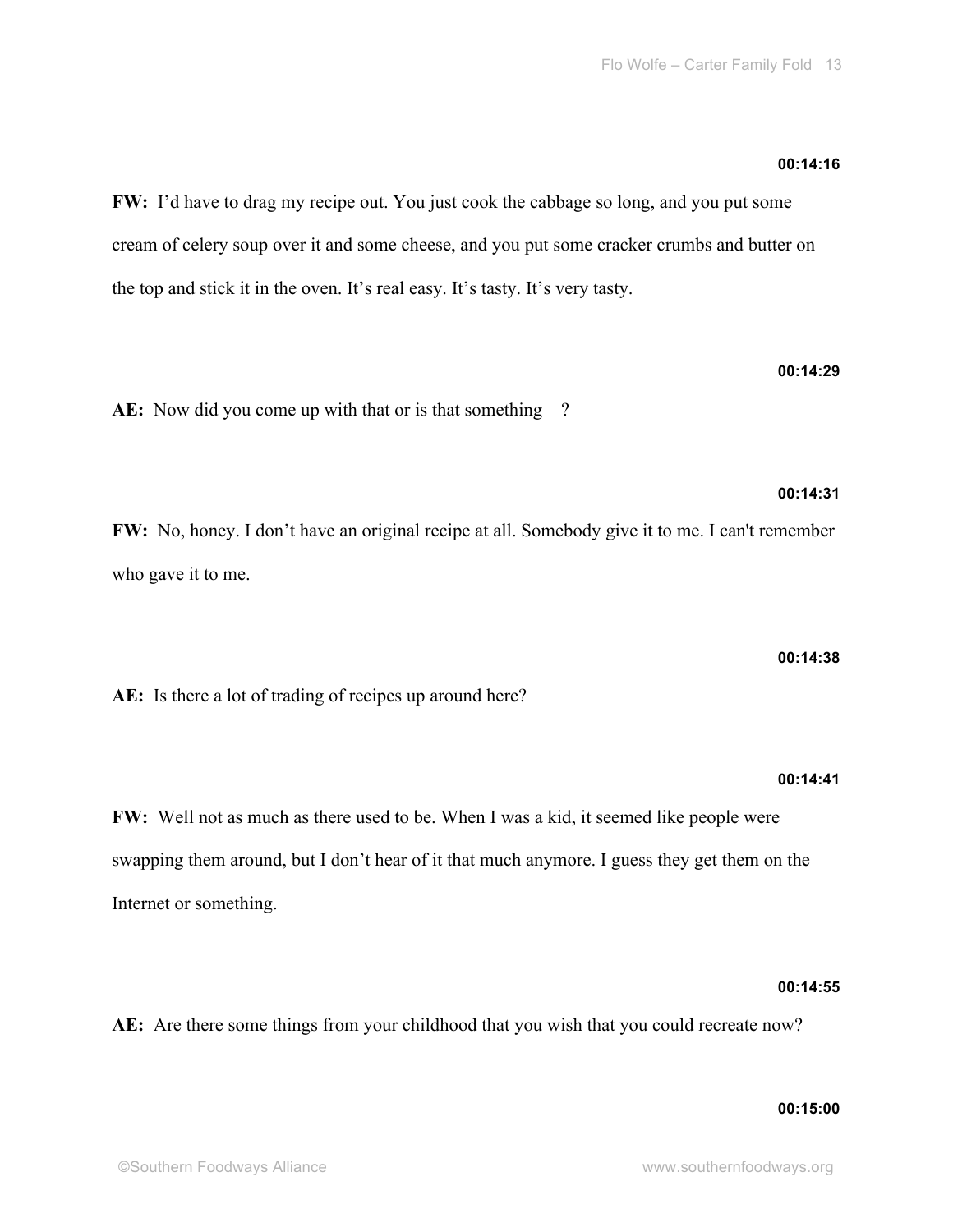**00:14:16**

**FW:** I'd have to drag my recipe out. You just cook the cabbage so long, and you put some cream of celery soup over it and some cheese, and you put some cracker crumbs and butter on the top and stick it in the oven. It's real easy. It's tasty. It's very tasty.

**00:14:29**

**AE:** Now did you come up with that or is that something—?

**00:14:31**

**FW:** No, honey. I don't have an original recipe at all. Somebody give it to me. I can't remember who gave it to me.

**00:14:38**

**AE:** Is there a lot of trading of recipes up around here?

**00:14:41**

**FW:** Well not as much as there used to be. When I was a kid, it seemed like people were swapping them around, but I don't hear of it that much anymore. I guess they get them on the Internet or something.

**00:14:55**

**AE:** Are there some things from your childhood that you wish that you could recreate now?

**00:15:00**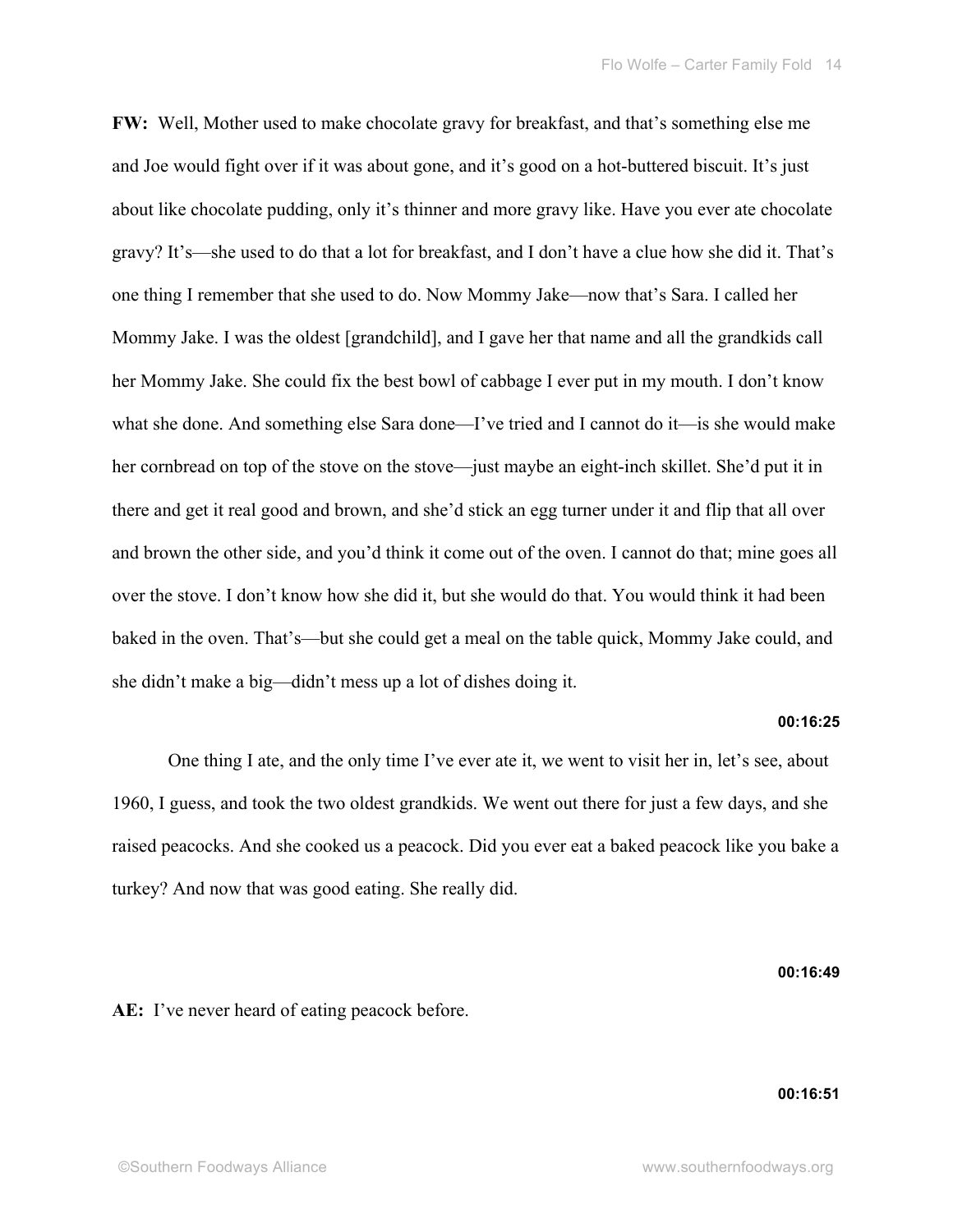**FW:** Well, Mother used to make chocolate gravy for breakfast, and that's something else me and Joe would fight over if it was about gone, and it's good on a hot-buttered biscuit. It's just about like chocolate pudding, only it's thinner and more gravy like. Have you ever ate chocolate gravy? It's—she used to do that a lot for breakfast, and I don't have a clue how she did it. That's one thing I remember that she used to do. Now Mommy Jake—now that's Sara. I called her Mommy Jake. I was the oldest [grandchild], and I gave her that name and all the grandkids call her Mommy Jake. She could fix the best bowl of cabbage I ever put in my mouth. I don't know what she done. And something else Sara done—I've tried and I cannot do it—is she would make her cornbread on top of the stove on the stove—just maybe an eight-inch skillet. She'd put it in there and get it real good and brown, and she'd stick an egg turner under it and flip that all over and brown the other side, and you'd think it come out of the oven. I cannot do that; mine goes all over the stove. I don't know how she did it, but she would do that. You would think it had been baked in the oven. That's—but she could get a meal on the table quick, Mommy Jake could, and she didn't make a big—didn't mess up a lot of dishes doing it.

**00:16:25**

One thing I ate, and the only time I've ever ate it, we went to visit her in, let's see, about 1960, I guess, and took the two oldest grandkids. We went out there for just a few days, and she raised peacocks. And she cooked us a peacock. Did you ever eat a baked peacock like you bake a turkey? And now that was good eating. She really did.

**00:16:49**

**AE:** I've never heard of eating peacock before.

**00:16:51**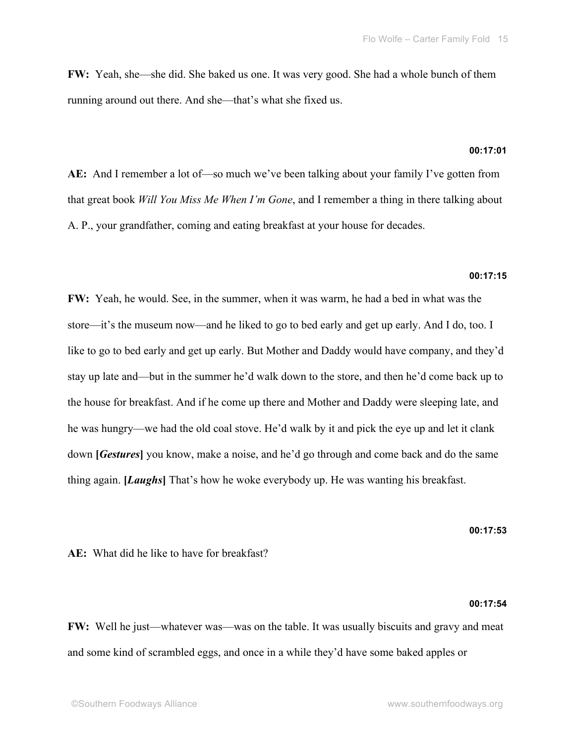**FW:** Yeah, she—she did. She baked us one. It was very good. She had a whole bunch of them running around out there. And she—that's what she fixed us.

**00:17:01**

**AE:** And I remember a lot of—so much we've been talking about your family I've gotten from that great book *Will You Miss Me When I'm Gone*, and I remember a thing in there talking about A. P., your grandfather, coming and eating breakfast at your house for decades.

**00:17:15**

**FW:** Yeah, he would. See, in the summer, when it was warm, he had a bed in what was the store—it's the museum now—and he liked to go to bed early and get up early. And I do, too. I like to go to bed early and get up early. But Mother and Daddy would have company, and they'd stay up late and—but in the summer he'd walk down to the store, and then he'd come back up to the house for breakfast. And if he come up there and Mother and Daddy were sleeping late, and he was hungry—we had the old coal stove. He'd walk by it and pick the eye up and let it clank down **[*Gestures*]** you know, make a noise, and he'd go through and come back and do the same thing again. **[*Laughs*]** That's how he woke everybody up. He was wanting his breakfast.

**00:17:53**

**AE:** What did he like to have for breakfast?

**00:17:54**

**FW:** Well he just—whatever was—was on the table. It was usually biscuits and gravy and meat and some kind of scrambled eggs, and once in a while they'd have some baked apples or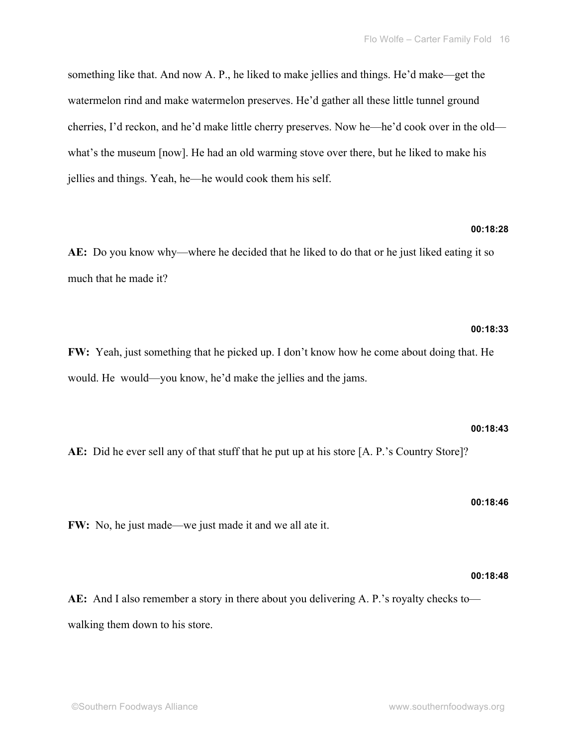something like that. And now A. P., he liked to make jellies and things. He'd make—get the watermelon rind and make watermelon preserves. He'd gather all these little tunnel ground cherries, I'd reckon, and he'd make little cherry preserves. Now he—he'd cook over in the old—what's the museum [now]. He had an old warming stove over there, but he liked to make his jellies and things. Yeah, he—he would cook them his self.

**00:18:28**

**AE:** Do you know why—where he decided that he liked to do that or he just liked eating it so much that he made it?

**00:18:33**

**FW:** Yeah, just something that he picked up. I don't know how he come about doing that. He would. He would—you know, he'd make the jellies and the jams.

**00:18:43**

**AE:** Did he ever sell any of that stuff that he put up at his store [A. P.'s Country Store]?

**00:18:46**

**FW:** No, he just made—we just made it and we all ate it.

**00:18:48**

**AE:** And I also remember a story in there about you delivering A. P.'s royalty checks to—walking them down to his store.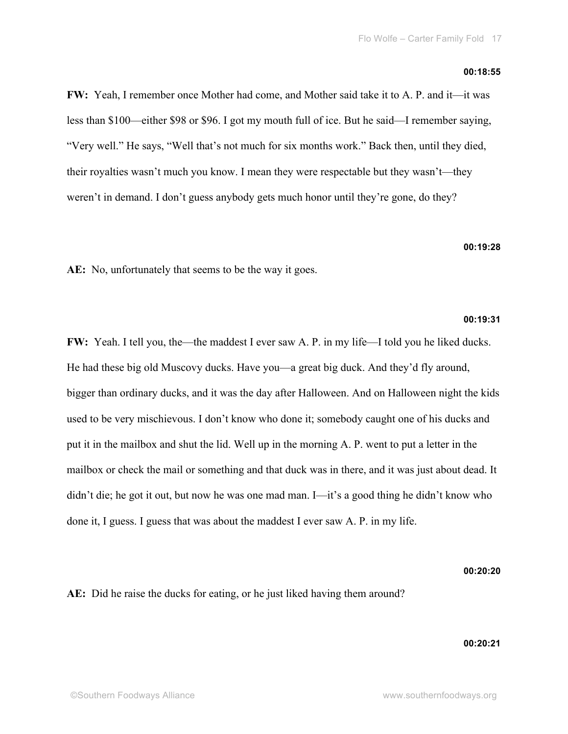**00:18:55**

**FW:** Yeah, I remember once Mother had come, and Mother said take it to A. P. and it—it was less than $100—either $98 or $96. I got my mouth full of ice. But he said—I remember saying, "Very well." He says, "Well that's not much for six months work." Back then, until they died, their royalties wasn't much you know. I mean they were respectable but they wasn't—they weren't in demand. I don't guess anybody gets much honor until they're gone, do they?

**00:19:28**

**AE:** No, unfortunately that seems to be the way it goes.

**00:19:31**

**FW:** Yeah. I tell you, the—the maddest I ever saw A. P. in my life—I told you he liked ducks. He had these big old Muscovy ducks. Have you—a great big duck. And they'd fly around, bigger than ordinary ducks, and it was the day after Halloween. And on Halloween night the kids used to be very mischievous. I don't know who done it; somebody caught one of his ducks and put it in the mailbox and shut the lid. Well up in the morning A. P. went to put a letter in the mailbox or check the mail or something and that duck was in there, and it was just about dead. It didn't die; he got it out, but now he was one mad man. I—it's a good thing he didn't know who done it, I guess. I guess that was about the maddest I ever saw A. P. in my life.

**00:20:20**

**AE:** Did he raise the ducks for eating, or he just liked having them around?

**00:20:21**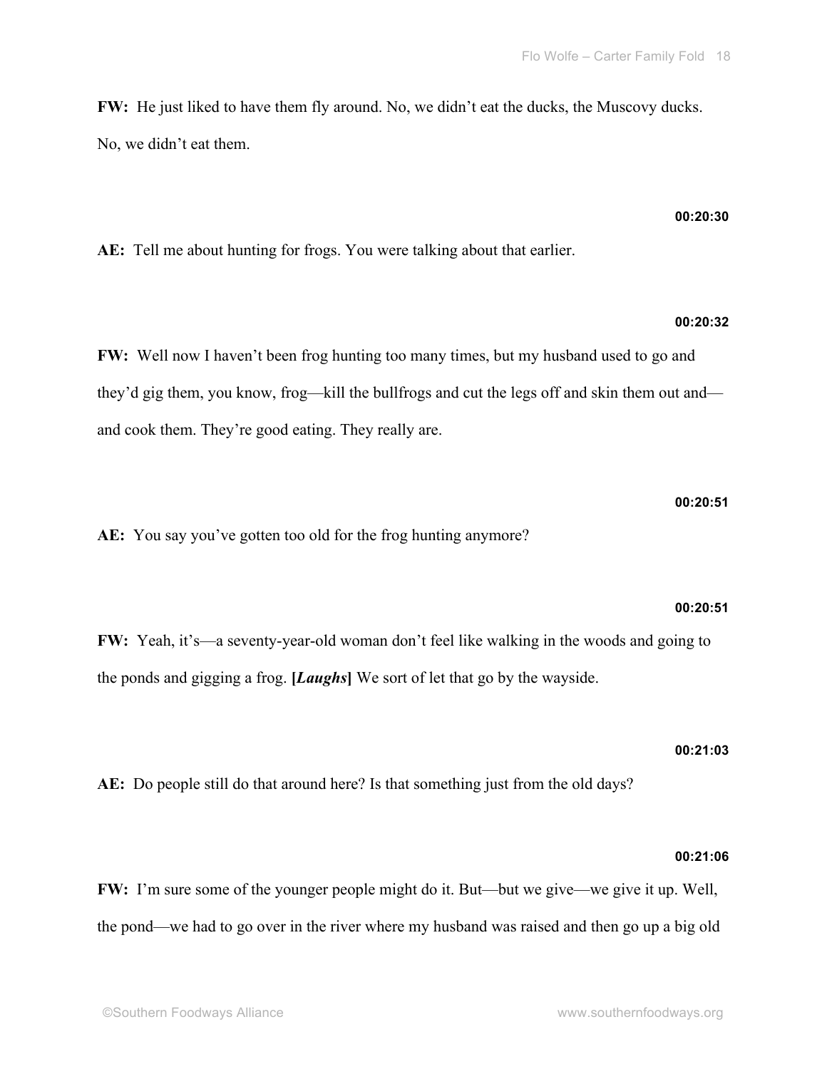**FW:** He just liked to have them fly around. No, we didn't eat the ducks, the Muscovy ducks. No, we didn't eat them.

**00:20:30**

**AE:** Tell me about hunting for frogs. You were talking about that earlier.

**00:20:32**

**FW:** Well now I haven't been frog hunting too many times, but my husband used to go and they'd gig them, you know, frog—kill the bullfrogs and cut the legs off and skin them out and—and cook them. They're good eating. They really are.

**00:20:51**

**AE:** You say you've gotten too old for the frog hunting anymore?

**00:20:51**

**FW:** Yeah, it's—a seventy-year-old woman don't feel like walking in the woods and going to the ponds and gigging a frog. **[*Laughs*]** We sort of let that go by the wayside.

**00:21:03**

**AE:** Do people still do that around here? Is that something just from the old days?

**00:21:06**

**FW:** I'm sure some of the younger people might do it. But—but we give—we give it up. Well, the pond—we had to go over in the river where my husband was raised and then go up a big old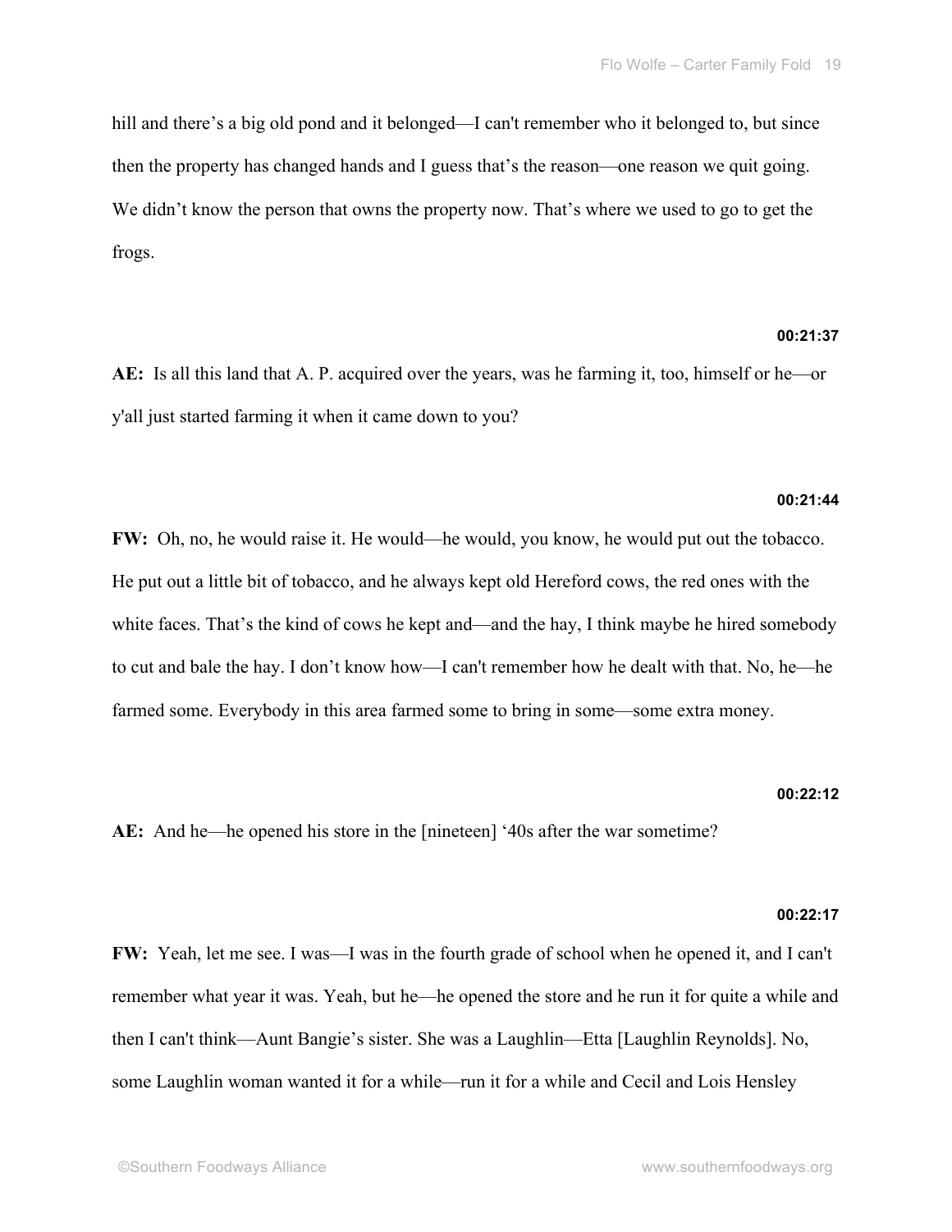hill and there's a big old pond and it belonged—I can't remember who it belonged to, but since then the property has changed hands and I guess that's the reason—one reason we quit going. We didn't know the person that owns the property now. That's where we used to go to get the frogs.

**00:21:37**

**AE:** Is all this land that A. P. acquired over the years, was he farming it, too, himself or he—or y'all just started farming it when it came down to you?

**00:21:44**

**FW:** Oh, no, he would raise it. He would—he would, you know, he would put out the tobacco. He put out a little bit of tobacco, and he always kept old Hereford cows, the red ones with the white faces. That's the kind of cows he kept and—and the hay, I think maybe he hired somebody to cut and bale the hay. I don't know how—I can't remember how he dealt with that. No, he—he farmed some. Everybody in this area farmed some to bring in some—some extra money.

**00:22:12**

**AE:** And he—he opened his store in the [nineteen] '40s after the war sometime?

**00:22:17**

**FW:** Yeah, let me see. I was—I was in the fourth grade of school when he opened it, and I can't remember what year it was. Yeah, but he—he opened the store and he run it for quite a while and then I can't think—Aunt Bangie's sister. She was a Laughlin—Etta [Laughlin Reynolds]. No, some Laughlin woman wanted it for a while—run it for a while and Cecil and Lois Hensley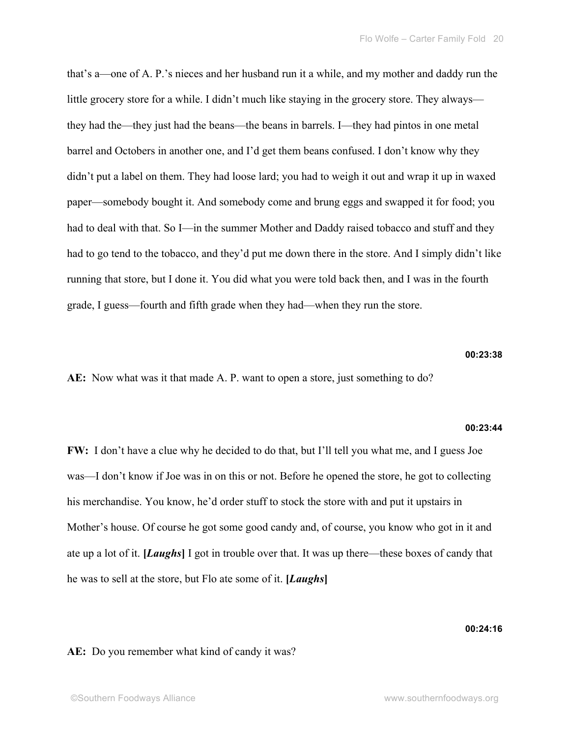that's a—one of A. P.'s nieces and her husband run it a while, and my mother and daddy run the little grocery store for a while. I didn't much like staying in the grocery store. They always—they had the—they just had the beans—the beans in barrels. I—they had pintos in one metal barrel and Octobers in another one, and I'd get them beans confused. I don't know why they didn't put a label on them. They had loose lard; you had to weigh it out and wrap it up in waxed paper—somebody bought it. And somebody come and brung eggs and swapped it for food; you had to deal with that. So I—in the summer Mother and Daddy raised tobacco and stuff and they had to go tend to the tobacco, and they'd put me down there in the store. And I simply didn't like running that store, but I done it. You did what you were told back then, and I was in the fourth grade, I guess—fourth and fifth grade when they had—when they run the store.

**00:23:38**

**AE:** Now what was it that made A. P. want to open a store, just something to do?

**00:23:44**

**FW:** I don't have a clue why he decided to do that, but I'll tell you what me, and I guess Joe was—I don't know if Joe was in on this or not. Before he opened the store, he got to collecting his merchandise. You know, he'd order stuff to stock the store with and put it upstairs in Mother's house. Of course he got some good candy and, of course, you know who got in it and ate up a lot of it. **[*Laughs*]** I got in trouble over that. It was up there—these boxes of candy that he was to sell at the store, but Flo ate some of it. **[*Laughs*]**

**00:24:16**

**AE:** Do you remember what kind of candy it was?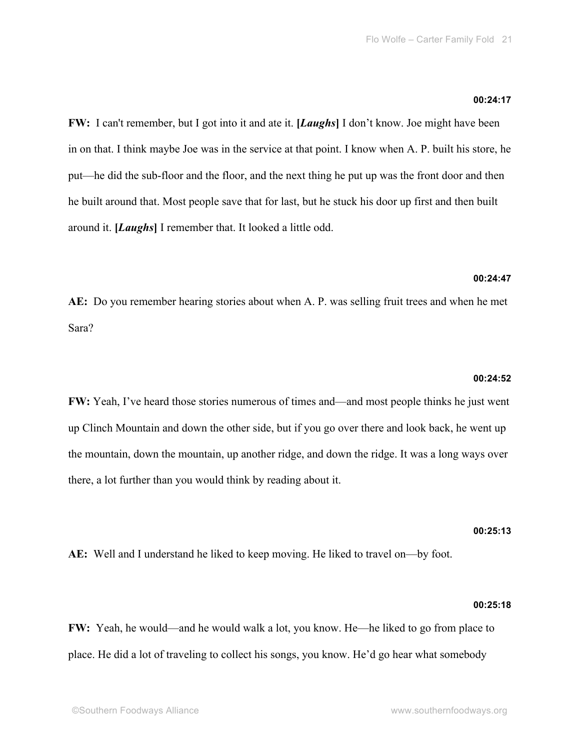**00:24:17**

**FW:** I can't remember, but I got into it and ate it. **[*Laughs*]** I don't know. Joe might have been in on that. I think maybe Joe was in the service at that point. I know when A. P. built his store, he put—he did the sub-floor and the floor, and the next thing he put up was the front door and then he built around that. Most people save that for last, but he stuck his door up first and then built around it. **[*Laughs*]** I remember that. It looked a little odd.

**00:24:47**

**AE:** Do you remember hearing stories about when A. P. was selling fruit trees and when he met Sara?

**00:24:52**

**FW:** Yeah, I've heard those stories numerous of times and—and most people thinks he just went up Clinch Mountain and down the other side, but if you go over there and look back, he went up the mountain, down the mountain, up another ridge, and down the ridge. It was a long ways over there, a lot further than you would think by reading about it.

**00:25:13**

**AE:** Well and I understand he liked to keep moving. He liked to travel on—by foot.

**00:25:18**

**FW:** Yeah, he would—and he would walk a lot, you know. He—he liked to go from place to place. He did a lot of traveling to collect his songs, you know. He'd go hear what somebody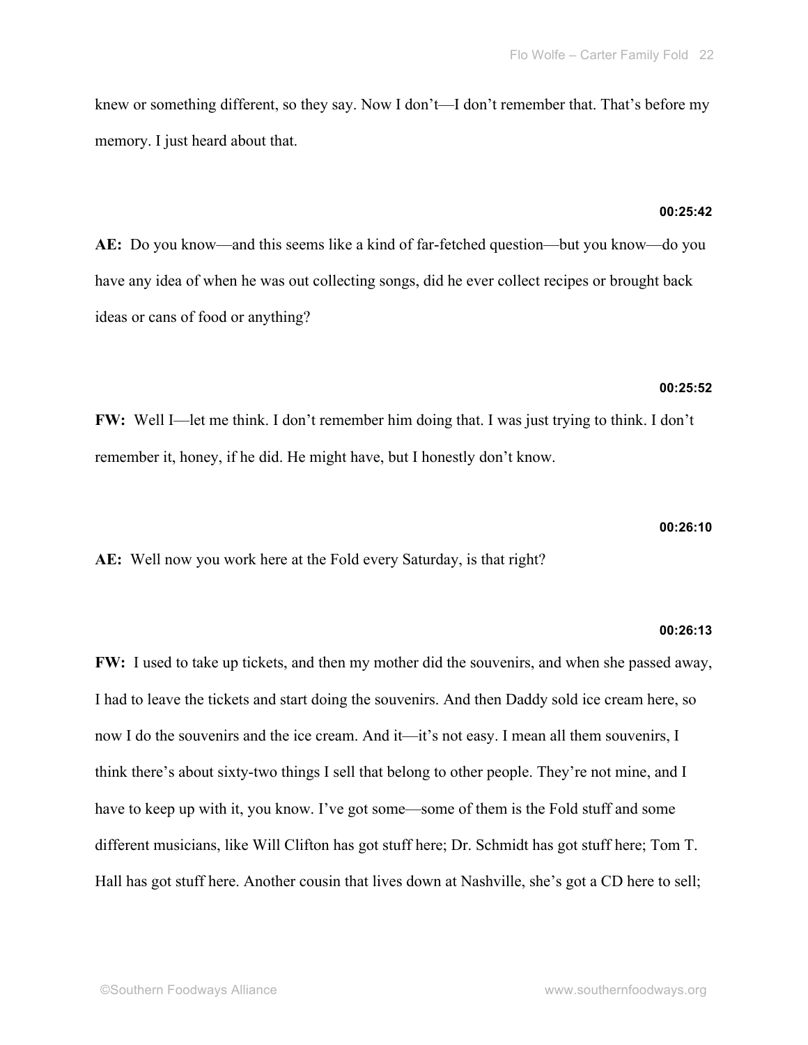knew or something different, so they say. Now I don't—I don't remember that. That's before my memory. I just heard about that.

**00:25:42**

**AE:** Do you know—and this seems like a kind of far-fetched question—but you know—do you have any idea of when he was out collecting songs, did he ever collect recipes or brought back ideas or cans of food or anything?

**00:25:52**

**FW:** Well I—let me think. I don't remember him doing that. I was just trying to think. I don't remember it, honey, if he did. He might have, but I honestly don't know.

**00:26:10**

**AE:** Well now you work here at the Fold every Saturday, is that right?

**00:26:13**

**FW:** I used to take up tickets, and then my mother did the souvenirs, and when she passed away, I had to leave the tickets and start doing the souvenirs. And then Daddy sold ice cream here, so now I do the souvenirs and the ice cream. And it—it's not easy. I mean all them souvenirs, I think there's about sixty-two things I sell that belong to other people. They're not mine, and I have to keep up with it, you know. I've got some—some of them is the Fold stuff and some different musicians, like Will Clifton has got stuff here; Dr. Schmidt has got stuff here; Tom T. Hall has got stuff here. Another cousin that lives down at Nashville, she's got a CD here to sell;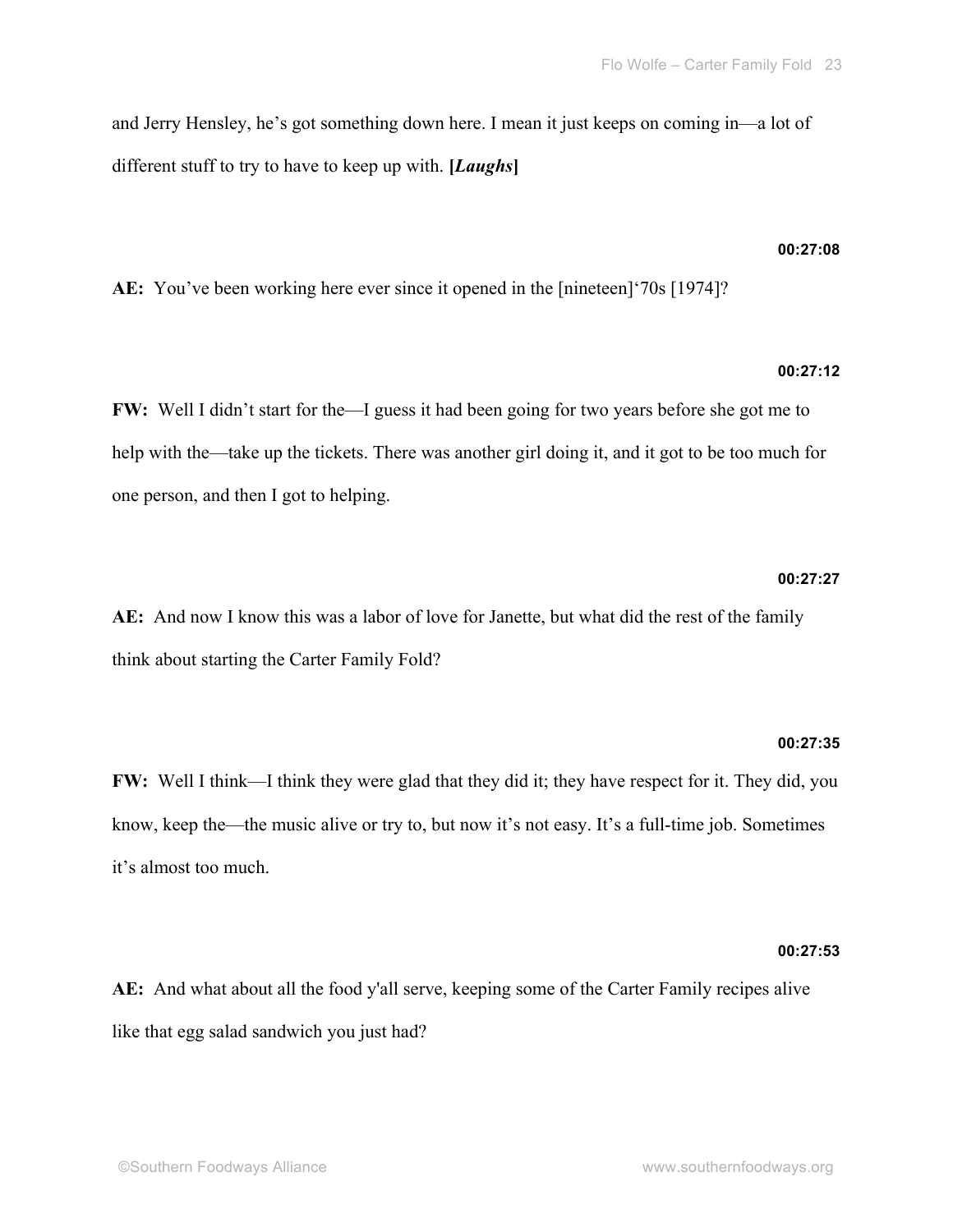and Jerry Hensley, he's got something down here. I mean it just keeps on coming in—a lot of different stuff to try to have to keep up with. **[*Laughs*]**

**00:27:08**

**AE:** You've been working here ever since it opened in the [nineteen]'70s [1974]?

**00:27:12**

**FW:** Well I didn't start for the—I guess it had been going for two years before she got me to help with the—take up the tickets. There was another girl doing it, and it got to be too much for one person, and then I got to helping.

**00:27:27**

**AE:** And now I know this was a labor of love for Janette, but what did the rest of the family think about starting the Carter Family Fold?

**00:27:35**

**FW:** Well I think—I think they were glad that they did it; they have respect for it. They did, you know, keep the—the music alive or try to, but now it's not easy. It's a full-time job. Sometimes it's almost too much.

**00:27:53**

**AE:** And what about all the food y'all serve, keeping some of the Carter Family recipes alive like that egg salad sandwich you just had?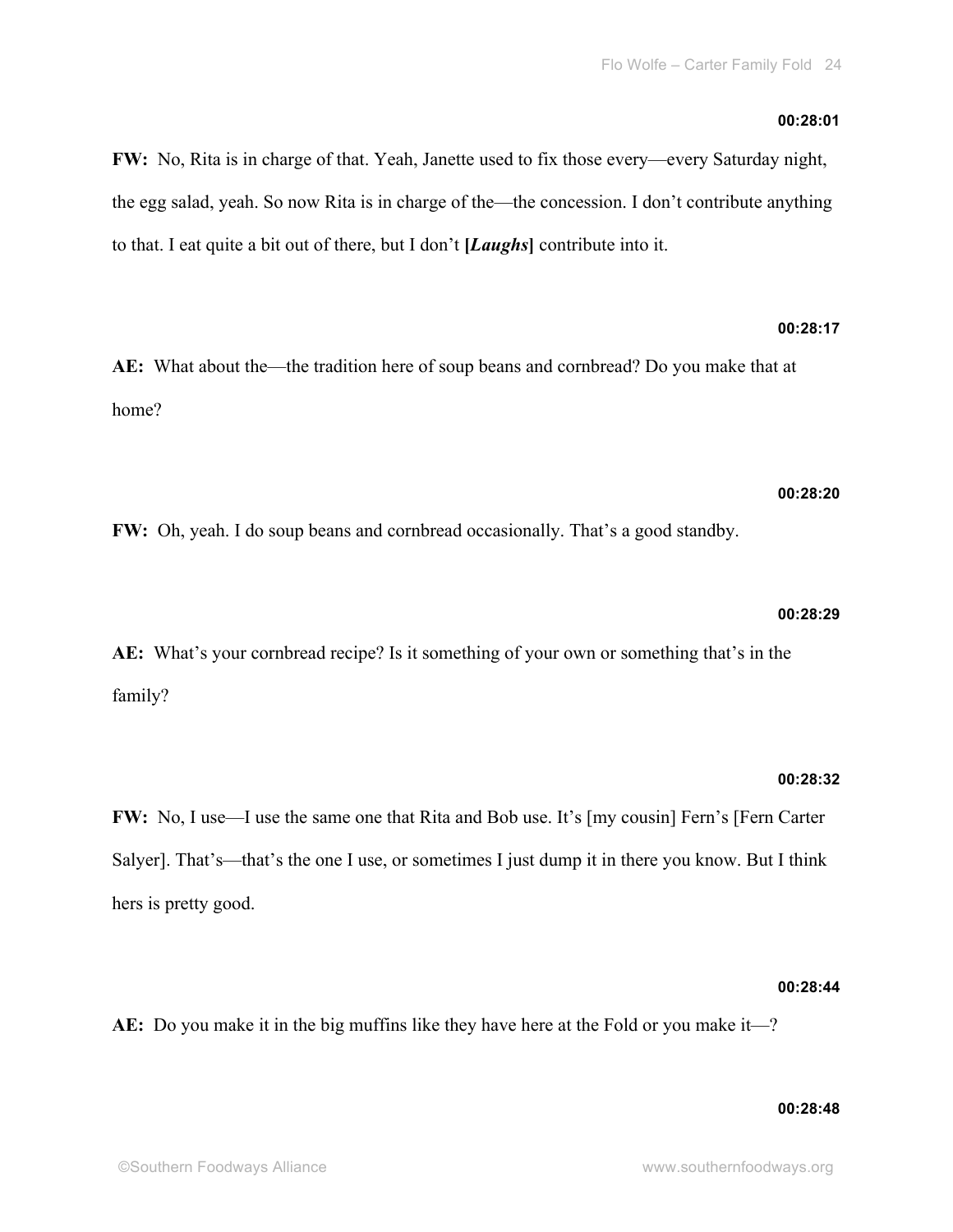**00:28:01**

**FW:** No, Rita is in charge of that. Yeah, Janette used to fix those every—every Saturday night, the egg salad, yeah. So now Rita is in charge of the—the concession. I don't contribute anything to that. I eat quite a bit out of there, but I don't **[*Laughs*]** contribute into it.

**00:28:17**

**AE:** What about the—the tradition here of soup beans and cornbread? Do you make that at home?

**00:28:20**

**FW:** Oh, yeah. I do soup beans and cornbread occasionally. That's a good standby.

**00:28:29**

**AE:** What's your cornbread recipe? Is it something of your own or something that's in the family?

**00:28:32**

**FW:** No, I use—I use the same one that Rita and Bob use. It's [my cousin] Fern's [Fern Carter Salyer]. That's—that's the one I use, or sometimes I just dump it in there you know. But I think hers is pretty good.

**00:28:44**

**AE:** Do you make it in the big muffins like they have here at the Fold or you make it—?

**00:28:48**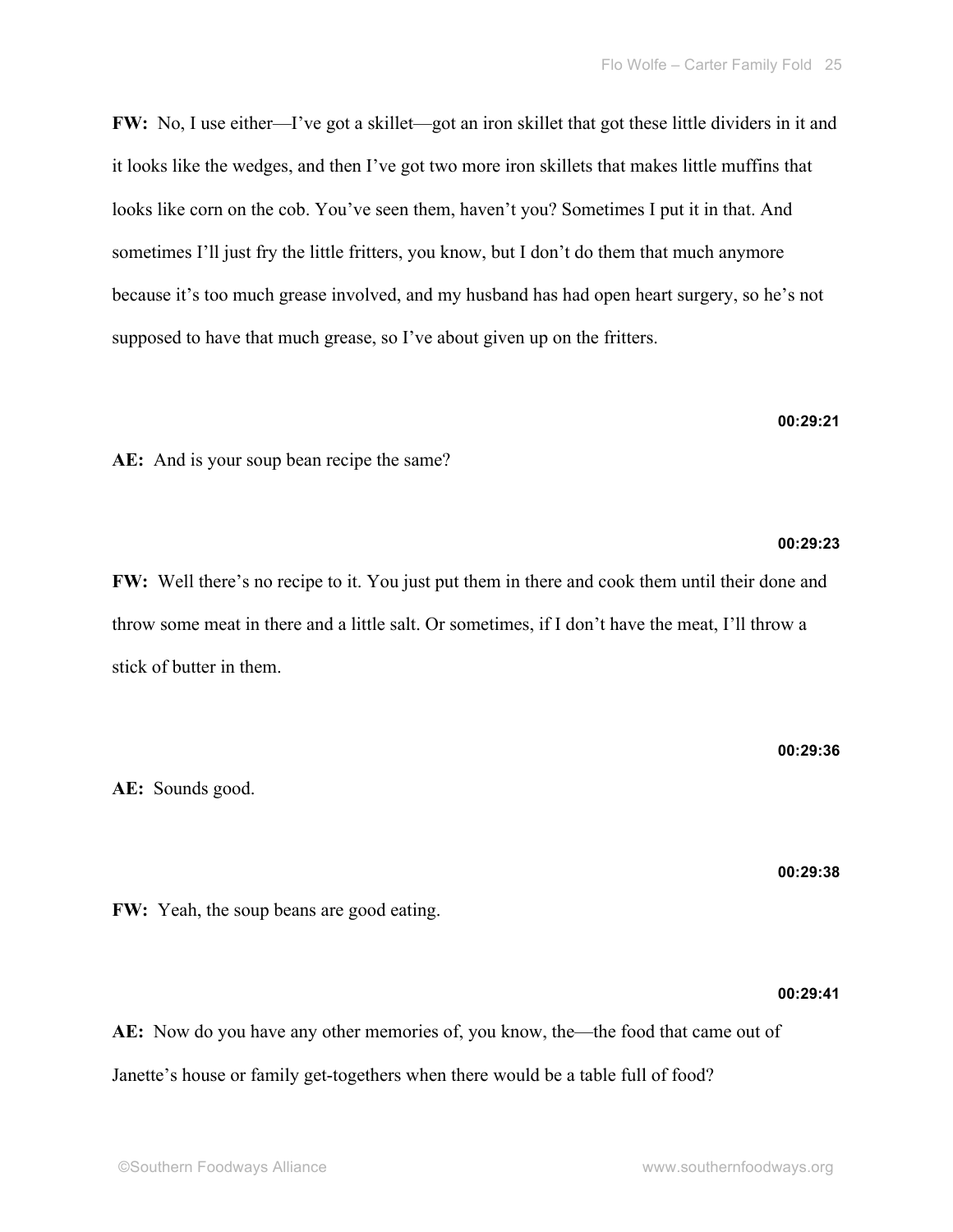**FW:** No, I use either—I've got a skillet—got an iron skillet that got these little dividers in it and it looks like the wedges, and then I've got two more iron skillets that makes little muffins that looks like corn on the cob. You've seen them, haven't you? Sometimes I put it in that. And sometimes I'll just fry the little fritters, you know, but I don't do them that much anymore because it's too much grease involved, and my husband has had open heart surgery, so he's not supposed to have that much grease, so I've about given up on the fritters.

**00:29:21**

**AE:** And is your soup bean recipe the same?

**00:29:23**

**FW:** Well there's no recipe to it. You just put them in there and cook them until their done and throw some meat in there and a little salt. Or sometimes, if I don't have the meat, I'll throw a stick of butter in them.

**00:29:36**

**AE:** Sounds good.

**00:29:38**

**FW:** Yeah, the soup beans are good eating.

**00:29:41**

**AE:** Now do you have any other memories of, you know, the—the food that came out of Janette's house or family get-togethers when there would be a table full of food?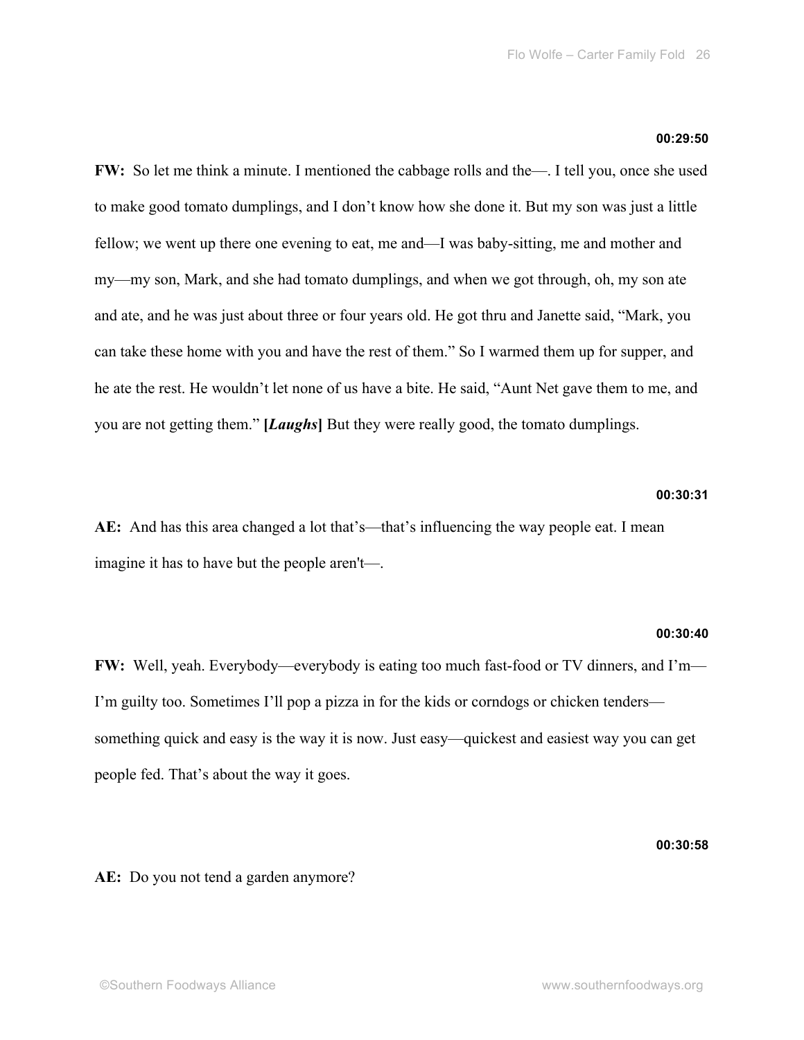**00:29:50**

**FW:** So let me think a minute. I mentioned the cabbage rolls and the—. I tell you, once she used to make good tomato dumplings, and I don't know how she done it. But my son was just a little fellow; we went up there one evening to eat, me and—I was baby-sitting, me and mother and my—my son, Mark, and she had tomato dumplings, and when we got through, oh, my son ate and ate, and he was just about three or four years old. He got thru and Janette said, "Mark, you can take these home with you and have the rest of them." So I warmed them up for supper, and he ate the rest. He wouldn't let none of us have a bite. He said, "Aunt Net gave them to me, and you are not getting them." **[*Laughs*]** But they were really good, the tomato dumplings.

**00:30:31**

**AE:** And has this area changed a lot that's—that's influencing the way people eat. I mean imagine it has to have but the people aren't—.

**00:30:40**

**FW:** Well, yeah. Everybody—everybody is eating too much fast-food or TV dinners, and I'm—I'm guilty too. Sometimes I'll pop a pizza in for the kids or corndogs or chicken tenders—something quick and easy is the way it is now. Just easy—quickest and easiest way you can get people fed. That's about the way it goes.

**00:30:58**

**AE:** Do you not tend a garden anymore?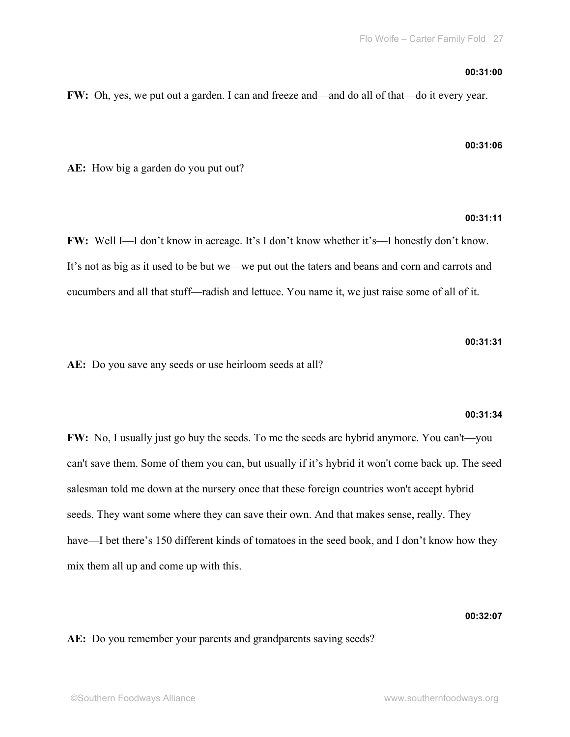**00:31:00**

**FW:** Oh, yes, we put out a garden. I can and freeze and—and do all of that—do it every year.

**00:31:06**

**AE:** How big a garden do you put out?

**00:31:11**

**FW:** Well I—I don't know in acreage. It's I don't know whether it's—I honestly don't know. It's not as big as it used to be but we—we put out the taters and beans and corn and carrots and cucumbers and all that stuff—radish and lettuce. You name it, we just raise some of all of it.

**00:31:31**

**AE:** Do you save any seeds or use heirloom seeds at all?

**00:31:34**

**FW:** No, I usually just go buy the seeds. To me the seeds are hybrid anymore. You can't—you can't save them. Some of them you can, but usually if it's hybrid it won't come back up. The seed salesman told me down at the nursery once that these foreign countries won't accept hybrid seeds. They want some where they can save their own. And that makes sense, really. They have—I bet there's 150 different kinds of tomatoes in the seed book, and I don't know how they mix them all up and come up with this.

**00:32:07**

**AE:** Do you remember your parents and grandparents saving seeds?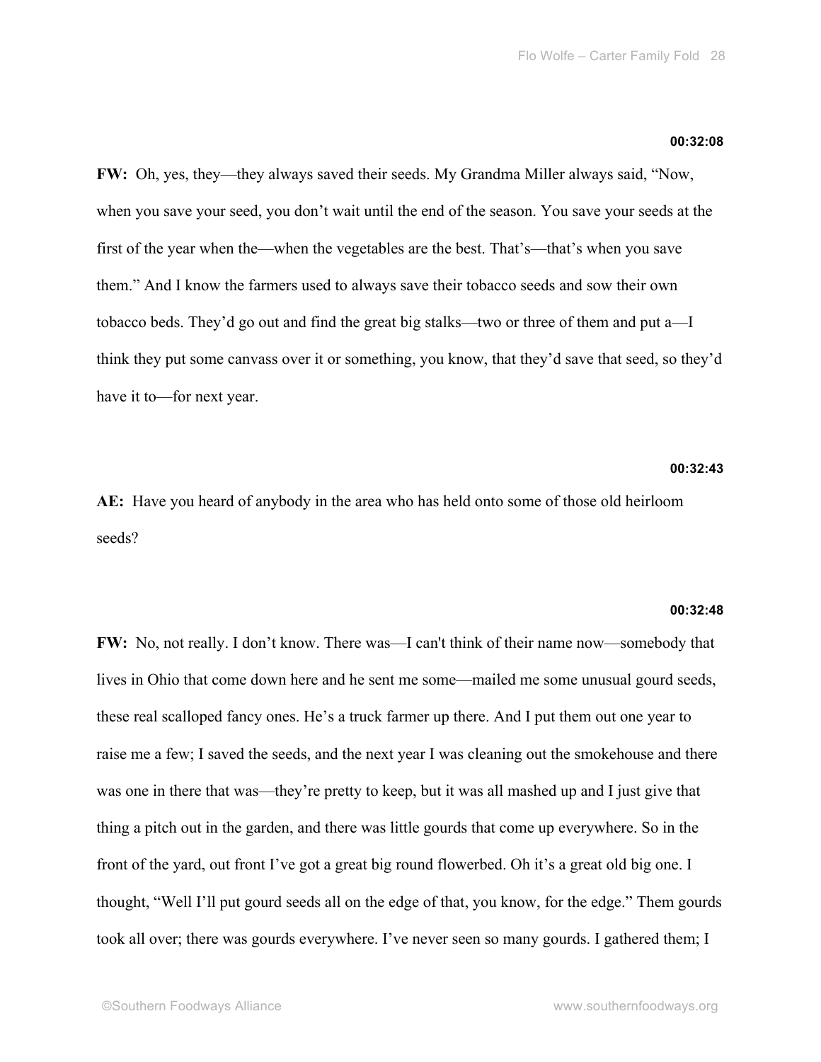**00:32:08**

**FW:** Oh, yes, they—they always saved their seeds. My Grandma Miller always said, “Now, when you save your seed, you don’t wait until the end of the season. You save your seeds at the first of the year when the—when the vegetables are the best. That’s—that’s when you save them.” And I know the farmers used to always save their tobacco seeds and sow their own tobacco beds. They’d go out and find the great big stalks—two or three of them and put a—I think they put some canvass over it or something, you know, that they’d save that seed, so they’d have it to—for next year.

**00:32:43**

**AE:** Have you heard of anybody in the area who has held onto some of those old heirloom seeds?

**00:32:48**

**FW:** No, not really. I don’t know. There was—I can't think of their name now—somebody that lives in Ohio that come down here and he sent me some—mailed me some unusual gourd seeds, these real scalloped fancy ones. He’s a truck farmer up there. And I put them out one year to raise me a few; I saved the seeds, and the next year I was cleaning out the smokehouse and there was one in there that was—they’re pretty to keep, but it was all mashed up and I just give that thing a pitch out in the garden, and there was little gourds that come up everywhere. So in the front of the yard, out front I’ve got a great big round flowerbed. Oh it’s a great old big one. I thought, “Well I’ll put gourd seeds all on the edge of that, you know, for the edge.” Them gourds took all over; there was gourds everywhere. I’ve never seen so many gourds. I gathered them; I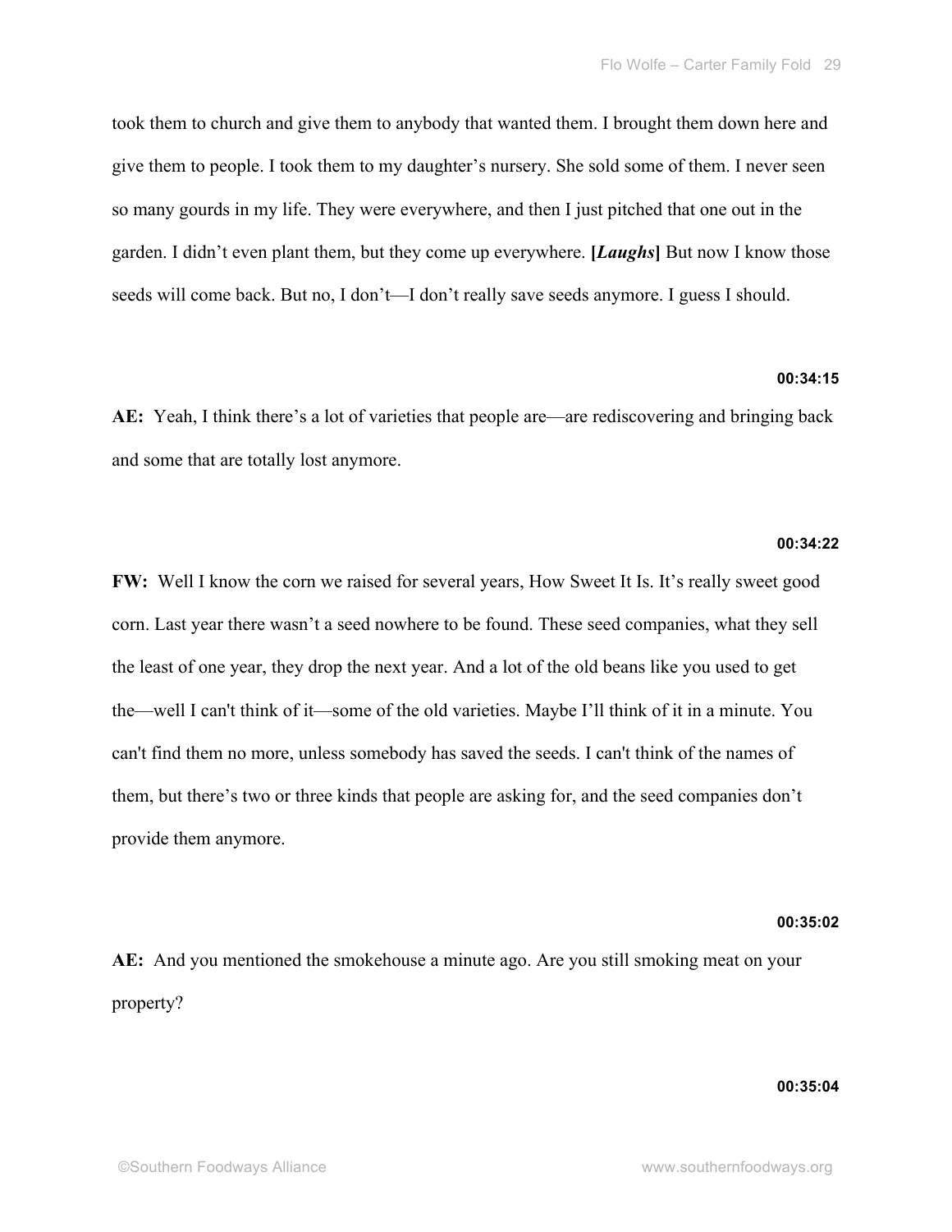took them to church and give them to anybody that wanted them. I brought them down here and give them to people. I took them to my daughter's nursery. She sold some of them. I never seen so many gourds in my life. They were everywhere, and then I just pitched that one out in the garden. I didn't even plant them, but they come up everywhere. **[*Laughs*]** But now I know those seeds will come back. But no, I don't—I don't really save seeds anymore. I guess I should.

**00:34:15**

**AE:** Yeah, I think there's a lot of varieties that people are—are rediscovering and bringing back and some that are totally lost anymore.

**00:34:22**

**FW:** Well I know the corn we raised for several years, How Sweet It Is. It's really sweet good corn. Last year there wasn't a seed nowhere to be found. These seed companies, what they sell the least of one year, they drop the next year. And a lot of the old beans like you used to get the—well I can't think of it—some of the old varieties. Maybe I'll think of it in a minute. You can't find them no more, unless somebody has saved the seeds. I can't think of the names of them, but there's two or three kinds that people are asking for, and the seed companies don't provide them anymore.

**00:35:02**

**AE:** And you mentioned the smokehouse a minute ago. Are you still smoking meat on your property?

**00:35:04**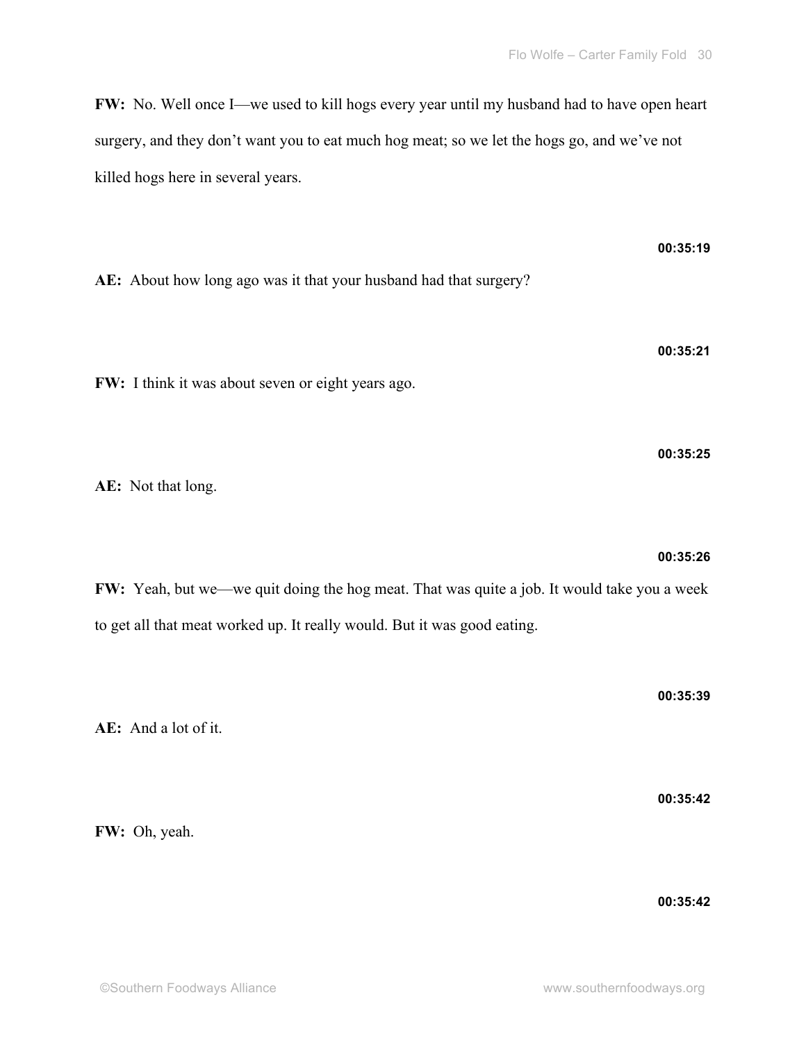**FW:** No. Well once I—we used to kill hogs every year until my husband had to have open heart surgery, and they don't want you to eat much hog meat; so we let the hogs go, and we've not killed hogs here in several years.

**00:35:19**

**AE:** About how long ago was it that your husband had that surgery?

**00:35:21**

**FW:** I think it was about seven or eight years ago.

**00:35:25**

**AE:** Not that long.

**00:35:26**

**FW:** Yeah, but we—we quit doing the hog meat. That was quite a job. It would take you a week to get all that meat worked up. It really would. But it was good eating.

**00:35:39**

**AE:** And a lot of it.

**00:35:42**

**FW:** Oh, yeah.

**00:35:42**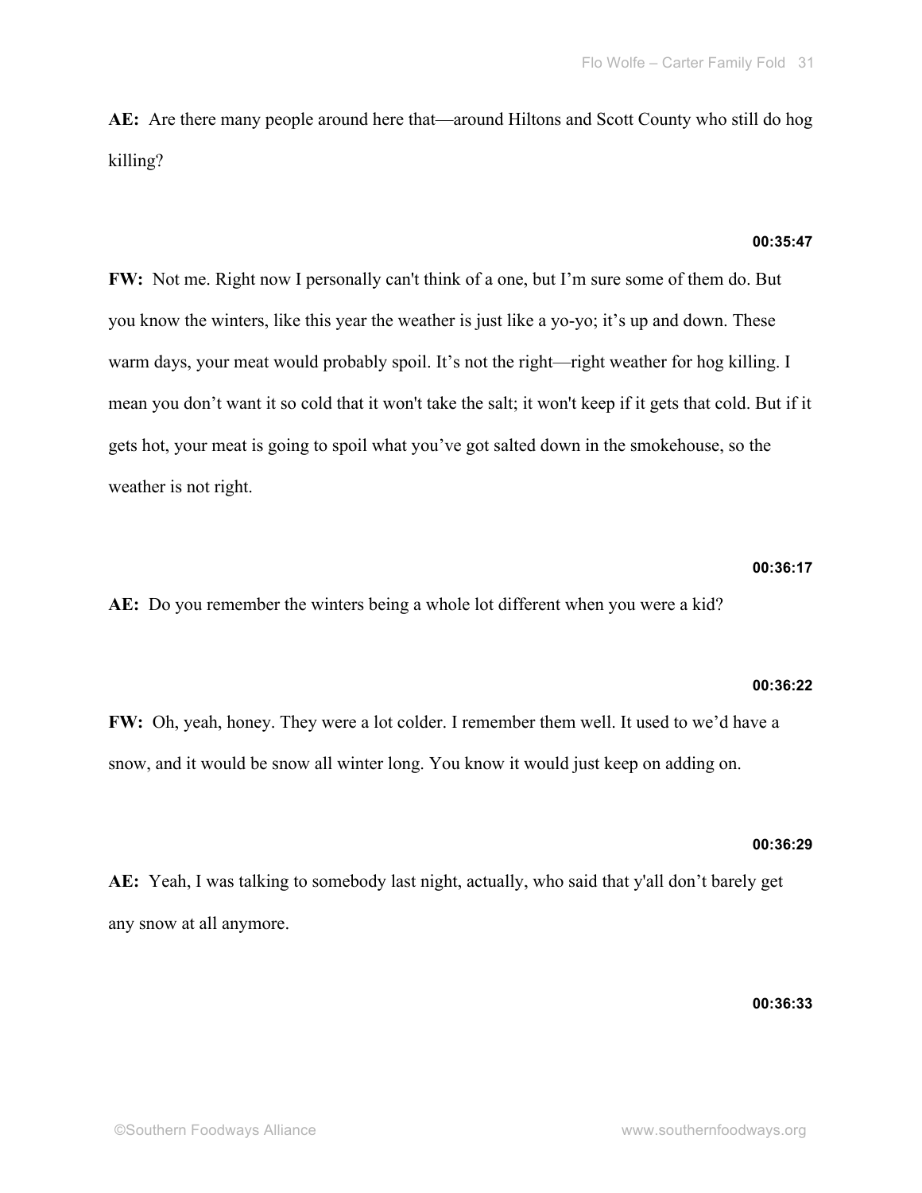**AE:** Are there many people around here that—around Hiltons and Scott County who still do hog killing?

**00:35:47**

**FW:** Not me. Right now I personally can't think of a one, but I'm sure some of them do. But you know the winters, like this year the weather is just like a yo-yo; it's up and down. These warm days, your meat would probably spoil. It's not the right—right weather for hog killing. I mean you don't want it so cold that it won't take the salt; it won't keep if it gets that cold. But if it gets hot, your meat is going to spoil what you've got salted down in the smokehouse, so the weather is not right.

**00:36:17**

**AE:** Do you remember the winters being a whole lot different when you were a kid?

**00:36:22**

**FW:** Oh, yeah, honey. They were a lot colder. I remember them well. It used to we'd have a snow, and it would be snow all winter long. You know it would just keep on adding on.

**00:36:29**

**AE:** Yeah, I was talking to somebody last night, actually, who said that y'all don't barely get any snow at all anymore.

**00:36:33**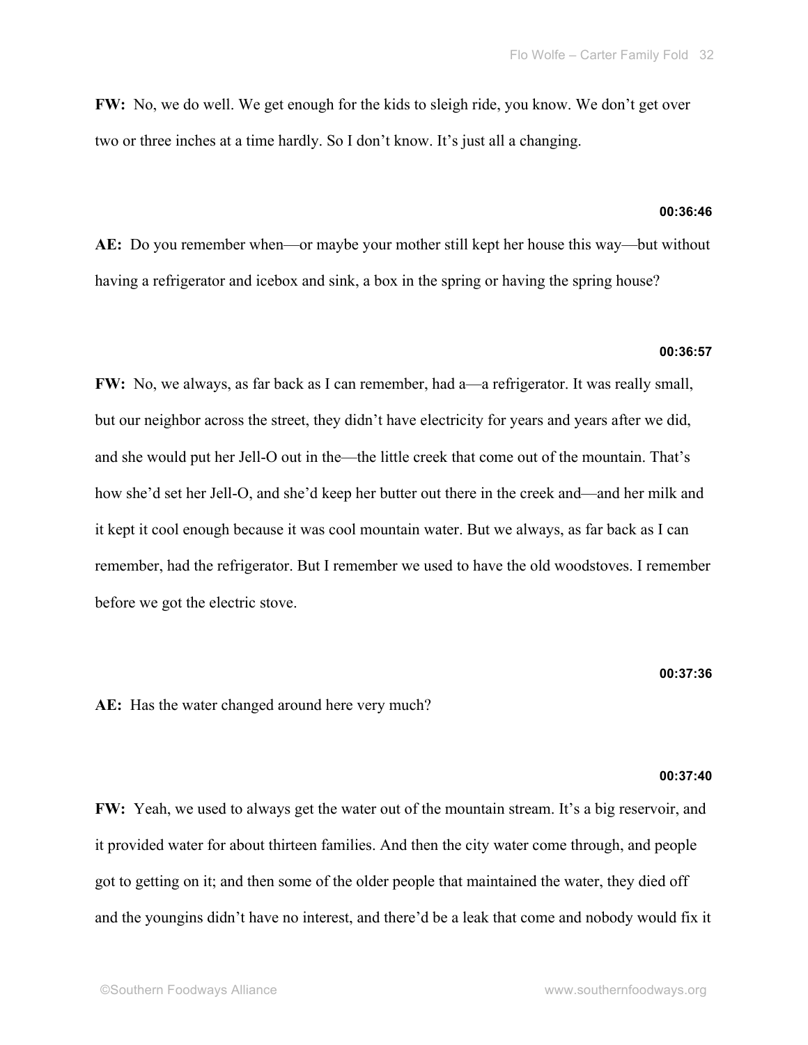**FW:** No, we do well. We get enough for the kids to sleigh ride, you know. We don't get over two or three inches at a time hardly. So I don't know. It's just all a changing.

**00:36:46**

**AE:** Do you remember when—or maybe your mother still kept her house this way—but without having a refrigerator and icebox and sink, a box in the spring or having the spring house?

**00:36:57**

**FW:** No, we always, as far back as I can remember, had a—a refrigerator. It was really small, but our neighbor across the street, they didn't have electricity for years and years after we did, and she would put her Jell-O out in the—the little creek that come out of the mountain. That's how she'd set her Jell-O, and she'd keep her butter out there in the creek and—and her milk and it kept it cool enough because it was cool mountain water. But we always, as far back as I can remember, had the refrigerator. But I remember we used to have the old woodstoves. I remember before we got the electric stove.

**00:37:36**

**AE:** Has the water changed around here very much?

**00:37:40**

**FW:** Yeah, we used to always get the water out of the mountain stream. It's a big reservoir, and it provided water for about thirteen families. And then the city water come through, and people got to getting on it; and then some of the older people that maintained the water, they died off and the youngins didn't have no interest, and there'd be a leak that come and nobody would fix it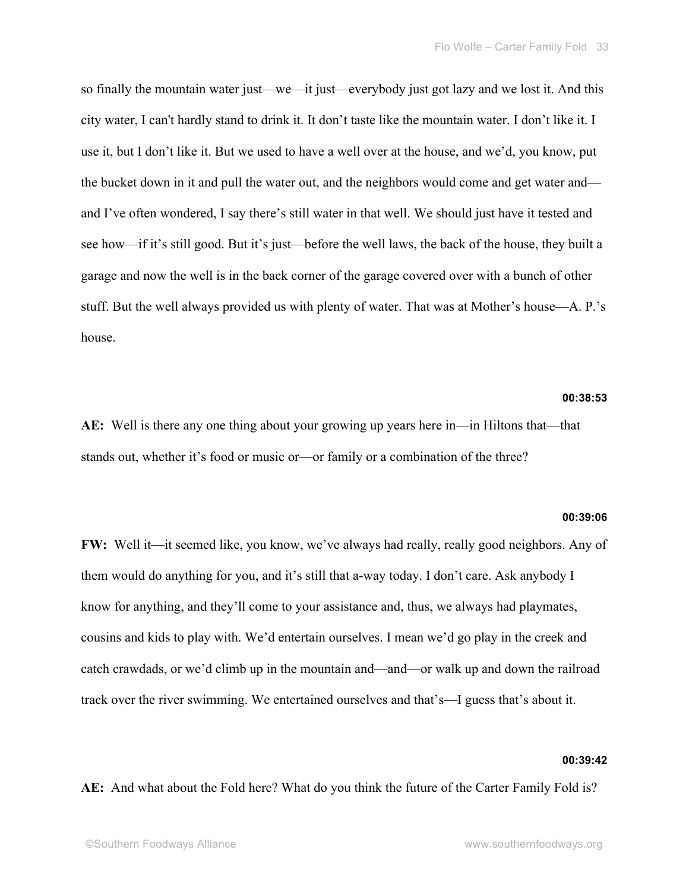so finally the mountain water just—we—it just—everybody just got lazy and we lost it. And this city water, I can't hardly stand to drink it. It don’t taste like the mountain water. I don’t like it. I use it, but I don’t like it. But we used to have a well over at the house, and we’d, you know, put the bucket down in it and pull the water out, and the neighbors would come and get water and—and I’ve often wondered, I say there’s still water in that well. We should just have it tested and see how—if it’s still good. But it’s just—before the well laws, the back of the house, they built a garage and now the well is in the back corner of the garage covered over with a bunch of other stuff. But the well always provided us with plenty of water. That was at Mother’s house—A. P.’s house.

**00:38:53**

**AE:** Well is there any one thing about your growing up years here in—in Hiltons that—that stands out, whether it’s food or music or—or family or a combination of the three?

**00:39:06**

**FW:** Well it—it seemed like, you know, we’ve always had really, really good neighbors. Any of them would do anything for you, and it’s still that a-way today. I don’t care. Ask anybody I know for anything, and they’ll come to your assistance and, thus, we always had playmates, cousins and kids to play with. We’d entertain ourselves. I mean we’d go play in the creek and catch crawdads, or we’d climb up in the mountain and—and—or walk up and down the railroad track over the river swimming. We entertained ourselves and that’s—I guess that’s about it.

**00:39:42**

**AE:** And what about the Fold here? What do you think the future of the Carter Family Fold is?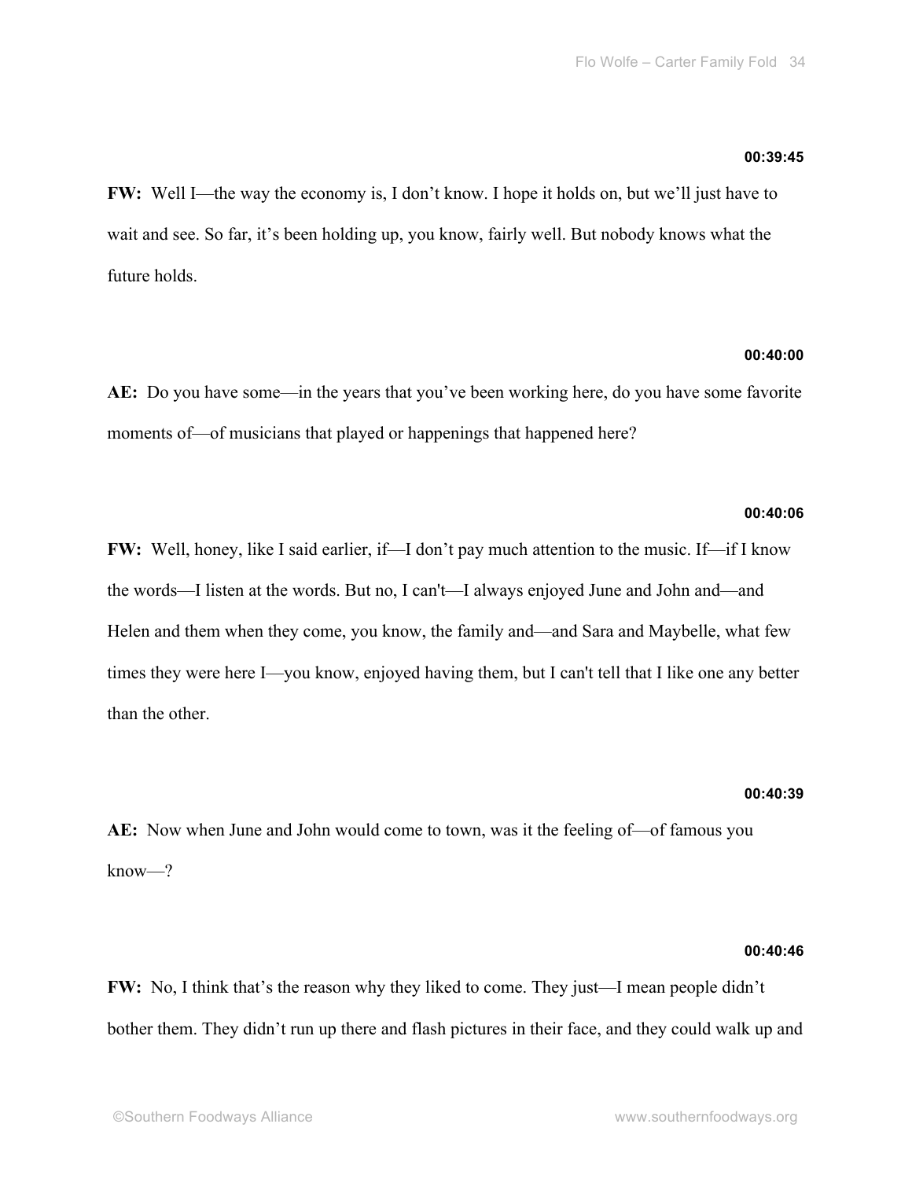**00:39:45**

**FW:** Well I—the way the economy is, I don't know. I hope it holds on, but we'll just have to wait and see. So far, it's been holding up, you know, fairly well. But nobody knows what the future holds.

**00:40:00**

**AE:** Do you have some—in the years that you've been working here, do you have some favorite moments of—of musicians that played or happenings that happened here?

**00:40:06**

**FW:** Well, honey, like I said earlier, if—I don't pay much attention to the music. If—if I know the words—I listen at the words. But no, I can't—I always enjoyed June and John and—and Helen and them when they come, you know, the family and—and Sara and Maybelle, what few times they were here I—you know, enjoyed having them, but I can't tell that I like one any better than the other.

**00:40:39**

**AE:** Now when June and John would come to town, was it the feeling of—of famous you know—?

**00:40:46**

**FW:** No, I think that's the reason why they liked to come. They just—I mean people didn't bother them. They didn't run up there and flash pictures in their face, and they could walk up and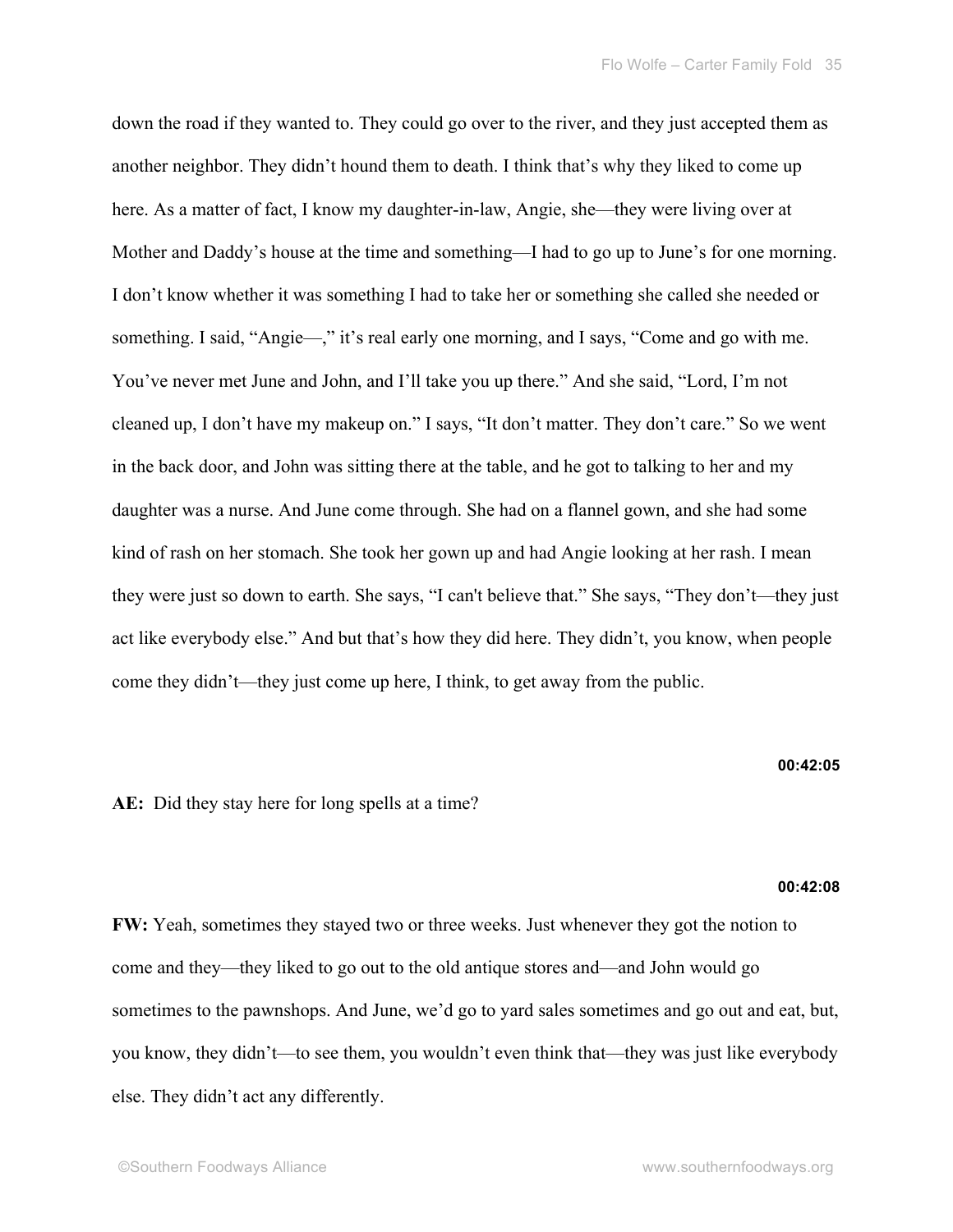down the road if they wanted to. They could go over to the river, and they just accepted them as another neighbor. They didn't hound them to death. I think that's why they liked to come up here. As a matter of fact, I know my daughter-in-law, Angie, she—they were living over at Mother and Daddy's house at the time and something—I had to go up to June's for one morning. I don't know whether it was something I had to take her or something she called she needed or something. I said, "Angie—," it's real early one morning, and I says, "Come and go with me. You've never met June and John, and I'll take you up there." And she said, "Lord, I'm not cleaned up, I don't have my makeup on." I says, "It don't matter. They don't care." So we went in the back door, and John was sitting there at the table, and he got to talking to her and my daughter was a nurse. And June come through. She had on a flannel gown, and she had some kind of rash on her stomach. She took her gown up and had Angie looking at her rash. I mean they were just so down to earth. She says, "I can't believe that." She says, "They don't—they just act like everybody else." And but that's how they did here. They didn't, you know, when people come they didn't—they just come up here, I think, to get away from the public.

**00:42:05**

**AE:** Did they stay here for long spells at a time?

**00:42:08**

**FW:** Yeah, sometimes they stayed two or three weeks. Just whenever they got the notion to come and they—they liked to go out to the old antique stores and—and John would go sometimes to the pawnshops. And June, we'd go to yard sales sometimes and go out and eat, but, you know, they didn't—to see them, you wouldn't even think that—they was just like everybody else. They didn't act any differently.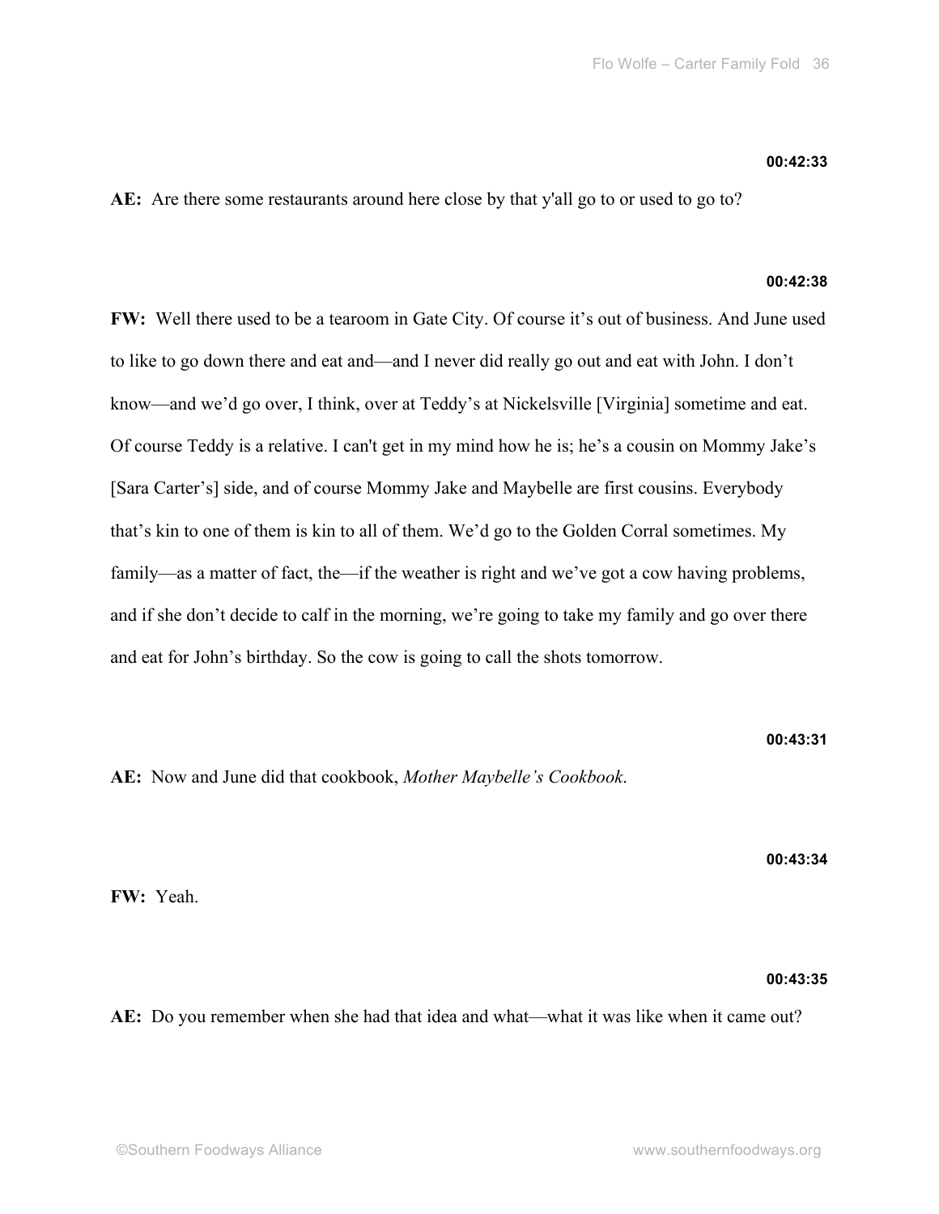**00:42:33**

**AE:** Are there some restaurants around here close by that y'all go to or used to go to?

**00:42:38**

**FW:** Well there used to be a tearoom in Gate City. Of course it's out of business. And June used to like to go down there and eat and—and I never did really go out and eat with John. I don't know—and we'd go over, I think, over at Teddy's at Nickelsville [Virginia] sometime and eat. Of course Teddy is a relative. I can't get in my mind how he is; he's a cousin on Mommy Jake's [Sara Carter's] side, and of course Mommy Jake and Maybelle are first cousins. Everybody that's kin to one of them is kin to all of them. We'd go to the Golden Corral sometimes. My family—as a matter of fact, the—if the weather is right and we've got a cow having problems, and if she don't decide to calf in the morning, we're going to take my family and go over there and eat for John's birthday. So the cow is going to call the shots tomorrow.

**00:43:31**

**AE:** Now and June did that cookbook, *Mother Maybelle's Cookbook*.

**00:43:34**

**FW:** Yeah.

**00:43:35**

**AE:** Do you remember when she had that idea and what—what it was like when it came out?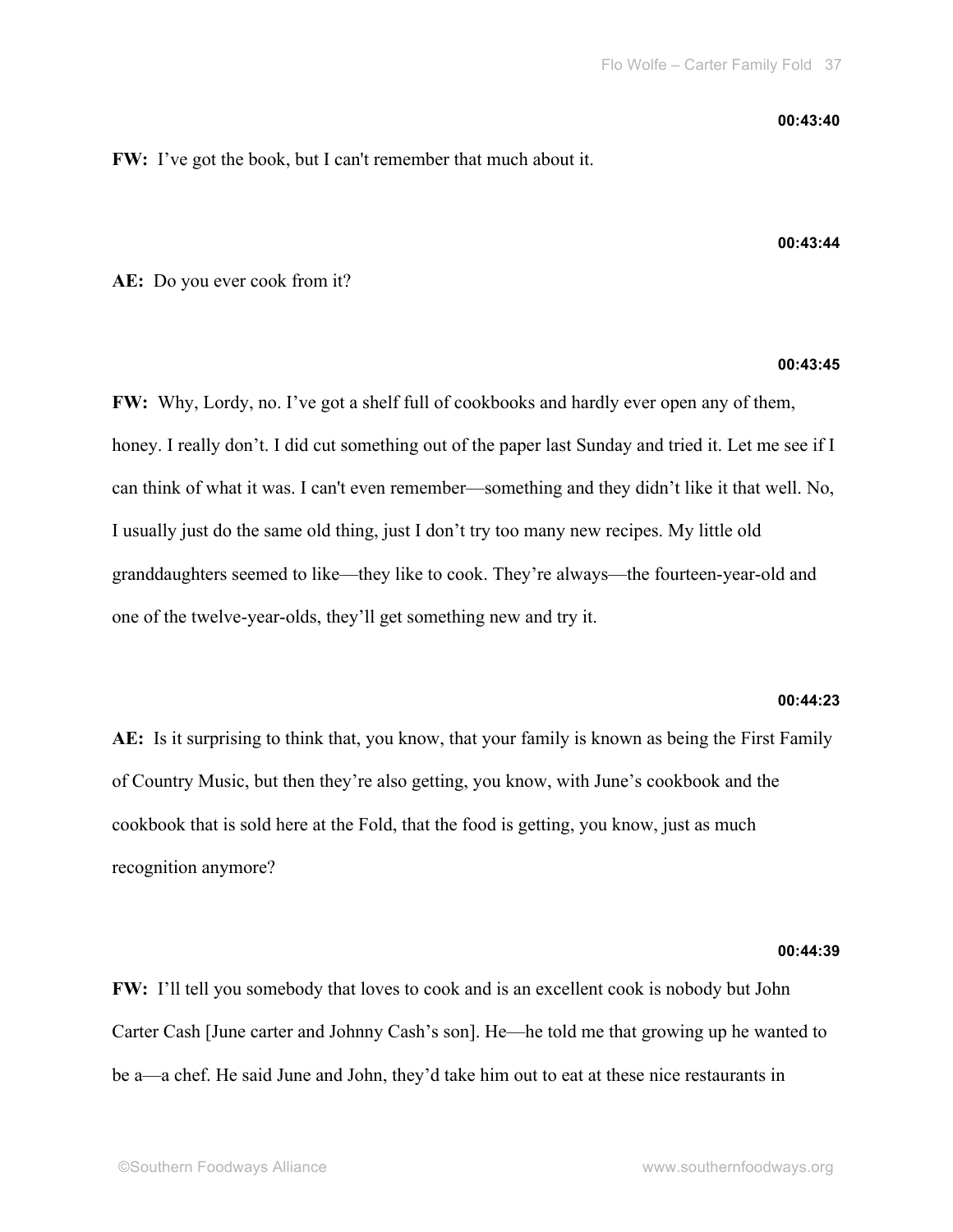**00:43:40**

**FW:** I've got the book, but I can't remember that much about it.

**00:43:44**

**AE:** Do you ever cook from it?

**00:43:45**

**FW:** Why, Lordy, no. I've got a shelf full of cookbooks and hardly ever open any of them, honey. I really don't. I did cut something out of the paper last Sunday and tried it. Let me see if I can think of what it was. I can't even remember—something and they didn't like it that well. No, I usually just do the same old thing, just I don't try too many new recipes. My little old granddaughters seemed to like—they like to cook. They're always—the fourteen-year-old and one of the twelve-year-olds, they'll get something new and try it.

**00:44:23**

**AE:** Is it surprising to think that, you know, that your family is known as being the First Family of Country Music, but then they're also getting, you know, with June's cookbook and the cookbook that is sold here at the Fold, that the food is getting, you know, just as much recognition anymore?

**00:44:39**

**FW:** I'll tell you somebody that loves to cook and is an excellent cook is nobody but John Carter Cash [June carter and Johnny Cash's son]. He—he told me that growing up he wanted to be a—a chef. He said June and John, they'd take him out to eat at these nice restaurants in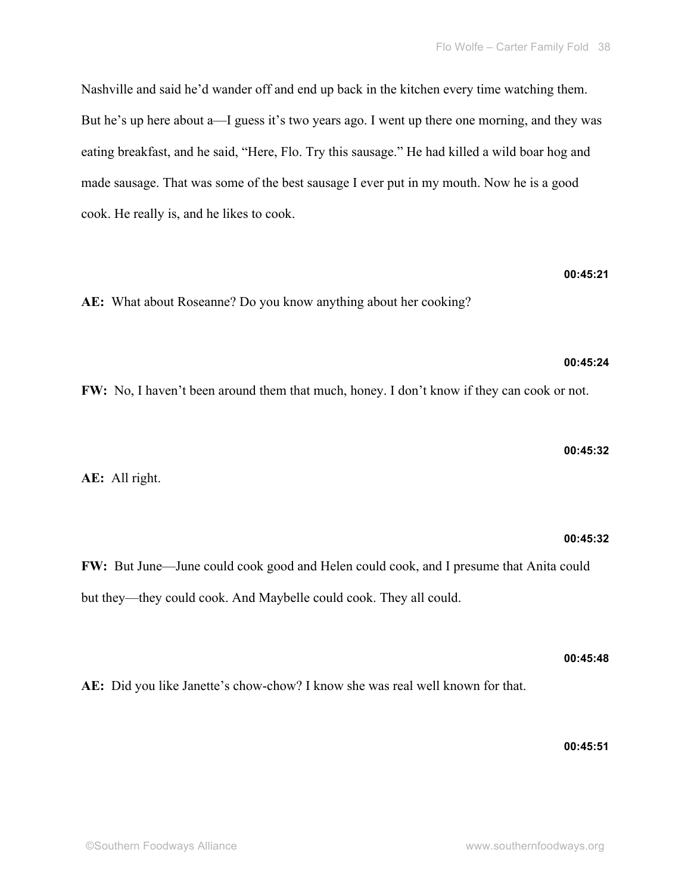Nashville and said he'd wander off and end up back in the kitchen every time watching them. But he's up here about a—I guess it's two years ago. I went up there one morning, and they was eating breakfast, and he said, "Here, Flo. Try this sausage." He had killed a wild boar hog and made sausage. That was some of the best sausage I ever put in my mouth. Now he is a good cook. He really is, and he likes to cook.

**00:45:21**

**AE:** What about Roseanne? Do you know anything about her cooking?

**00:45:24**

**FW:** No, I haven't been around them that much, honey. I don't know if they can cook or not.

**00:45:32**

**AE:** All right.

**00:45:32**

**FW:** But June—June could cook good and Helen could cook, and I presume that Anita could but they—they could cook. And Maybelle could cook. They all could.

**00:45:48**

**AE:** Did you like Janette's chow-chow? I know she was real well known for that.

**00:45:51**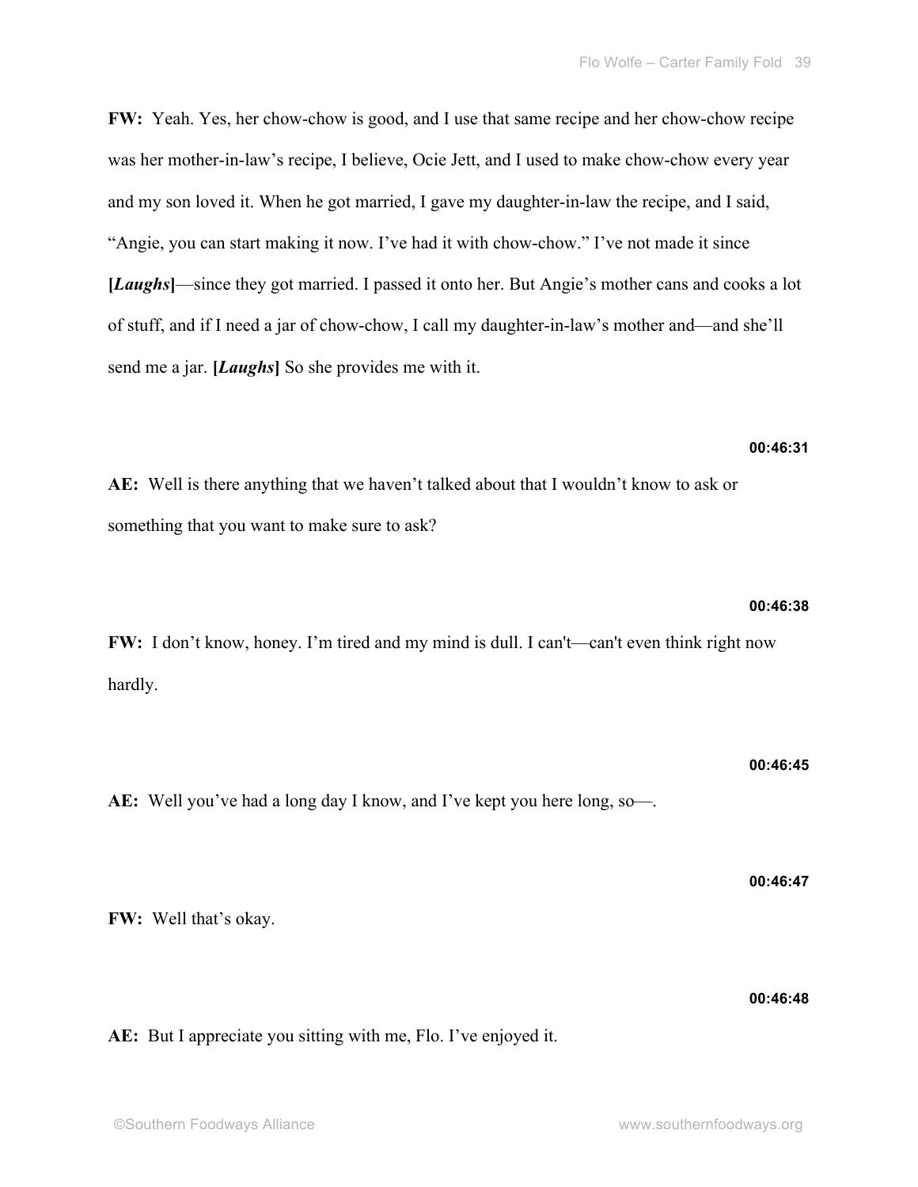**FW:** Yeah. Yes, her chow-chow is good, and I use that same recipe and her chow-chow recipe was her mother-in-law's recipe, I believe, Ocie Jett, and I used to make chow-chow every year and my son loved it. When he got married, I gave my daughter-in-law the recipe, and I said, "Angie, you can start making it now. I've had it with chow-chow." I've not made it since **[*Laughs*]**—since they got married. I passed it onto her. But Angie's mother cans and cooks a lot of stuff, and if I need a jar of chow-chow, I call my daughter-in-law's mother and—and she'll send me a jar. **[*Laughs*]** So she provides me with it.

**00:46:31**

**AE:** Well is there anything that we haven't talked about that I wouldn't know to ask or something that you want to make sure to ask?

**00:46:38**

**FW:** I don't know, honey. I'm tired and my mind is dull. I can't—can't even think right now hardly.

**00:46:45**

**AE:** Well you've had a long day I know, and I've kept you here long, so—.

**00:46:47**

**FW:** Well that's okay.

**00:46:48**

**AE:** But I appreciate you sitting with me, Flo. I've enjoyed it.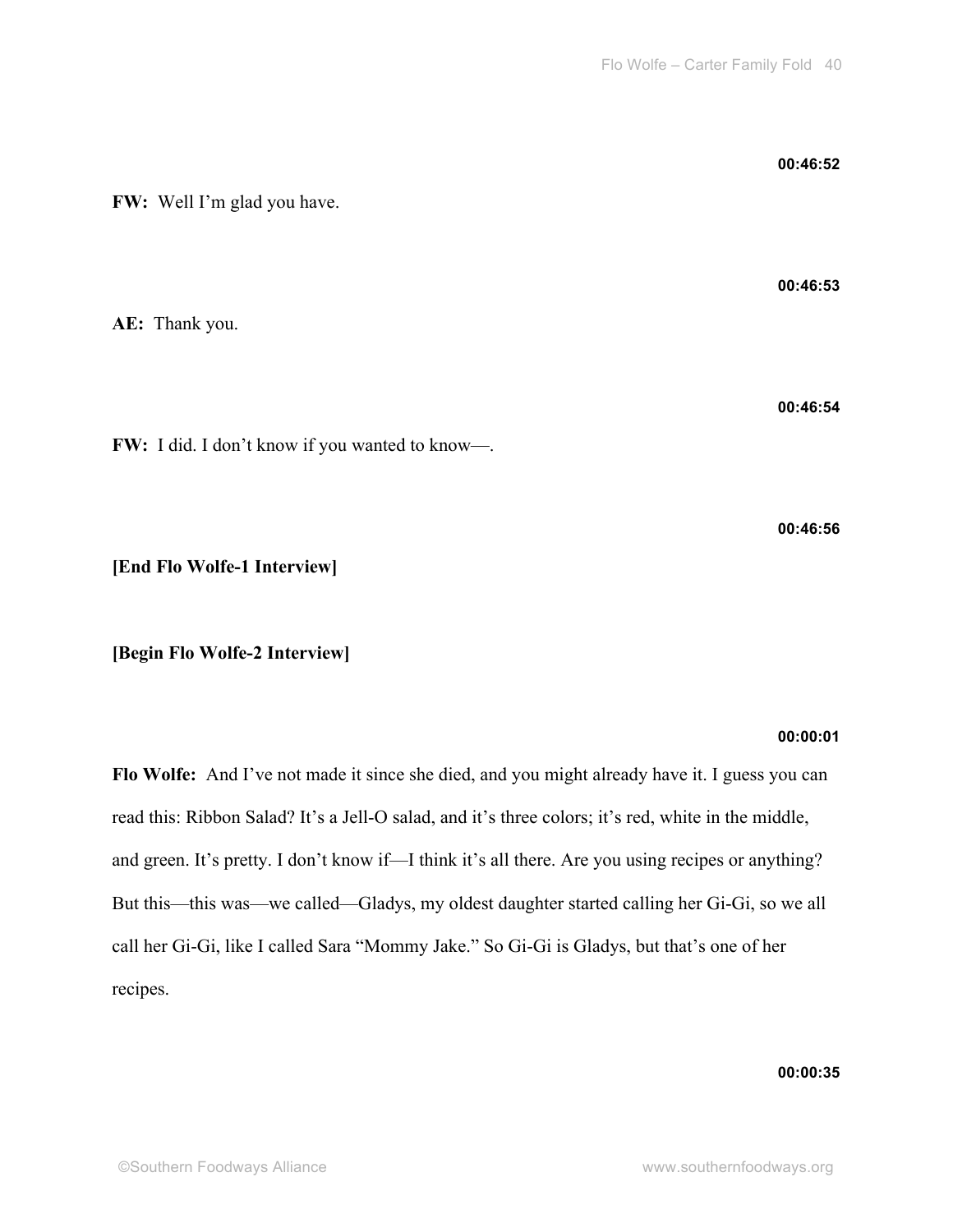**00:46:52**

**FW:** Well I'm glad you have.

**00:46:53**

**AE:** Thank you.

**00:46:54**

**FW:** I did. I don't know if you wanted to know—.

**00:46:56**

**[End Flo Wolfe-1 Interview]**

**[Begin Flo Wolfe-2 Interview]**

**00:00:01**

**Flo Wolfe:** And I've not made it since she died, and you might already have it. I guess you can read this: Ribbon Salad? It's a Jell-O salad, and it's three colors; it's red, white in the middle, and green. It's pretty. I don't know if—I think it's all there. Are you using recipes or anything? But this—this was—we called—Gladys, my oldest daughter started calling her Gi-Gi, so we all call her Gi-Gi, like I called Sara "Mommy Jake." So Gi-Gi is Gladys, but that's one of her recipes.

**00:00:35**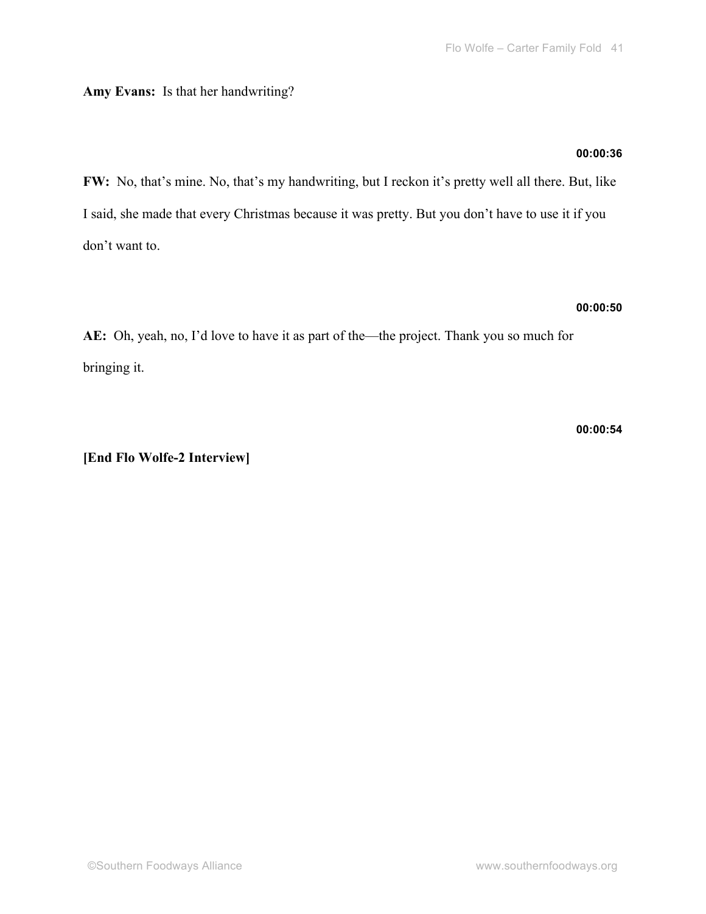**Amy Evans:** Is that her handwriting?

**00:00:36**

**FW:** No, that's mine. No, that's my handwriting, but I reckon it's pretty well all there. But, like I said, she made that every Christmas because it was pretty. But you don't have to use it if you don't want to.

**00:00:50**

**AE:** Oh, yeah, no, I'd love to have it as part of the—the project. Thank you so much for bringing it.

**00:00:54**

**[End Flo Wolfe-2 Interview]**